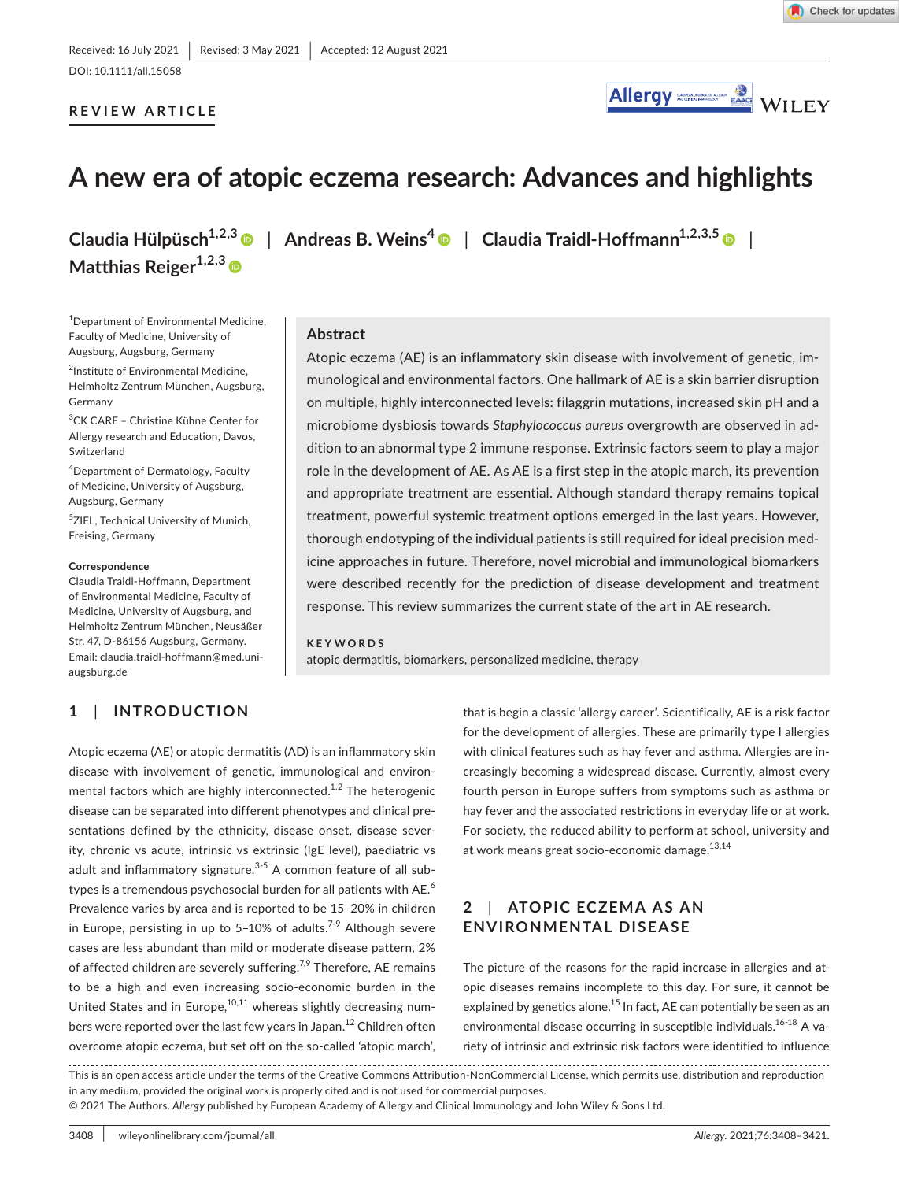Received: 16 July 2021 | Revised: 3 May 2021 | Accepted: 12 August 2021

DOI: 10.1111/all.15058

**REVIEW ARTICLE**

# A new era of atopic eczema research: Advances and highlights

**Claudia Hülpüsch[1,2,3] | Andreas B. Weins[4] | Claudia Traidl-Hoffmann[1,2,3,5] | Matthias Reiger[1,2,3]**

[1]Department of Environmental Medicine, Faculty of Medicine, University of Augsburg, Augsburg, Germany

[2]Institute of Environmental Medicine, Helmholtz Zentrum München, Augsburg, Germany

[3]CK CARE – Christine Kühne Center for Allergy research and Education, Davos, Switzerland

[4]Department of Dermatology, Faculty of Medicine, University of Augsburg, Augsburg, Germany

[5]ZIEL, Technical University of Munich, Freising, Germany

**Correspondence**
Claudia Traidl-Hoffmann, Department of Environmental Medicine, Faculty of Medicine, University of Augsburg, and Helmholtz Zentrum München, Neusäßer Str. 47, D-86156 Augsburg, Germany.
Email: claudia.traidl-hoffmann@med.uni-augsburg.de

## Abstract

Atopic eczema (AE) is an inflammatory skin disease with involvement of genetic, immunological and environmental factors. One hallmark of AE is a skin barrier disruption on multiple, highly interconnected levels: filaggrin mutations, increased skin pH and a microbiome dysbiosis towards *Staphylococcus aureus* overgrowth are observed in addition to an abnormal type 2 immune response. Extrinsic factors seem to play a major role in the development of AE. As AE is a first step in the atopic march, its prevention and appropriate treatment are essential. Although standard therapy remains topical treatment, powerful systemic treatment options emerged in the last years. However, thorough endotyping of the individual patients is still required for ideal precision medicine approaches in future. Therefore, novel microbial and immunological biomarkers were described recently for the prediction of disease development and treatment response. This review summarizes the current state of the art in AE research.

**KEYWORDS**

atopic dermatitis, biomarkers, personalized medicine, therapy

## 1 | INTRODUCTION

Atopic eczema (AE) or atopic dermatitis (AD) is an inflammatory skin disease with involvement of genetic, immunological and environmental factors which are highly interconnected.[1,2] The heterogenic disease can be separated into different phenotypes and clinical presentations defined by the ethnicity, disease onset, disease severity, chronic vs acute, intrinsic vs extrinsic (IgE level), paediatric vs adult and inflammatory signature.[3-5] A common feature of all subtypes is a tremendous psychosocial burden for all patients with AE.[6] Prevalence varies by area and is reported to be 15–20% in children in Europe, persisting in up to 5–10% of adults.[7-9] Although severe cases are less abundant than mild or moderate disease pattern, 2% of affected children are severely suffering.[7,9] Therefore, AE remains to be a high and even increasing socio-economic burden in the United States and in Europe,[10,11] whereas slightly decreasing numbers were reported over the last few years in Japan.[12] Children often overcome atopic eczema, but set off on the so-called 'atopic march', that is begin a classic 'allergy career'. Scientifically, AE is a risk factor for the development of allergies. These are primarily type I allergies with clinical features such as hay fever and asthma. Allergies are increasingly becoming a widespread disease. Currently, almost every fourth person in Europe suffers from symptoms such as asthma or hay fever and the associated restrictions in everyday life or at work. For society, the reduced ability to perform at school, university and at work means great socio-economic damage.[13,14]

## 2 | ATOPIC ECZEMA AS AN ENVIRONMENTAL DISEASE

The picture of the reasons for the rapid increase in allergies and atopic diseases remains incomplete to this day. For sure, it cannot be explained by genetics alone.[15] In fact, AE can potentially be seen as an environmental disease occurring in susceptible individuals.[16-18] A variety of intrinsic and extrinsic risk factors were identified to influence

This is an open access article under the terms of the Creative Commons Attribution-NonCommercial License, which permits use, distribution and reproduction in any medium, provided the original work is properly cited and is not used for commercial purposes.
© 2021 The Authors. *Allergy* published by European Academy of Allergy and Clinical Immunology and John Wiley & Sons Ltd.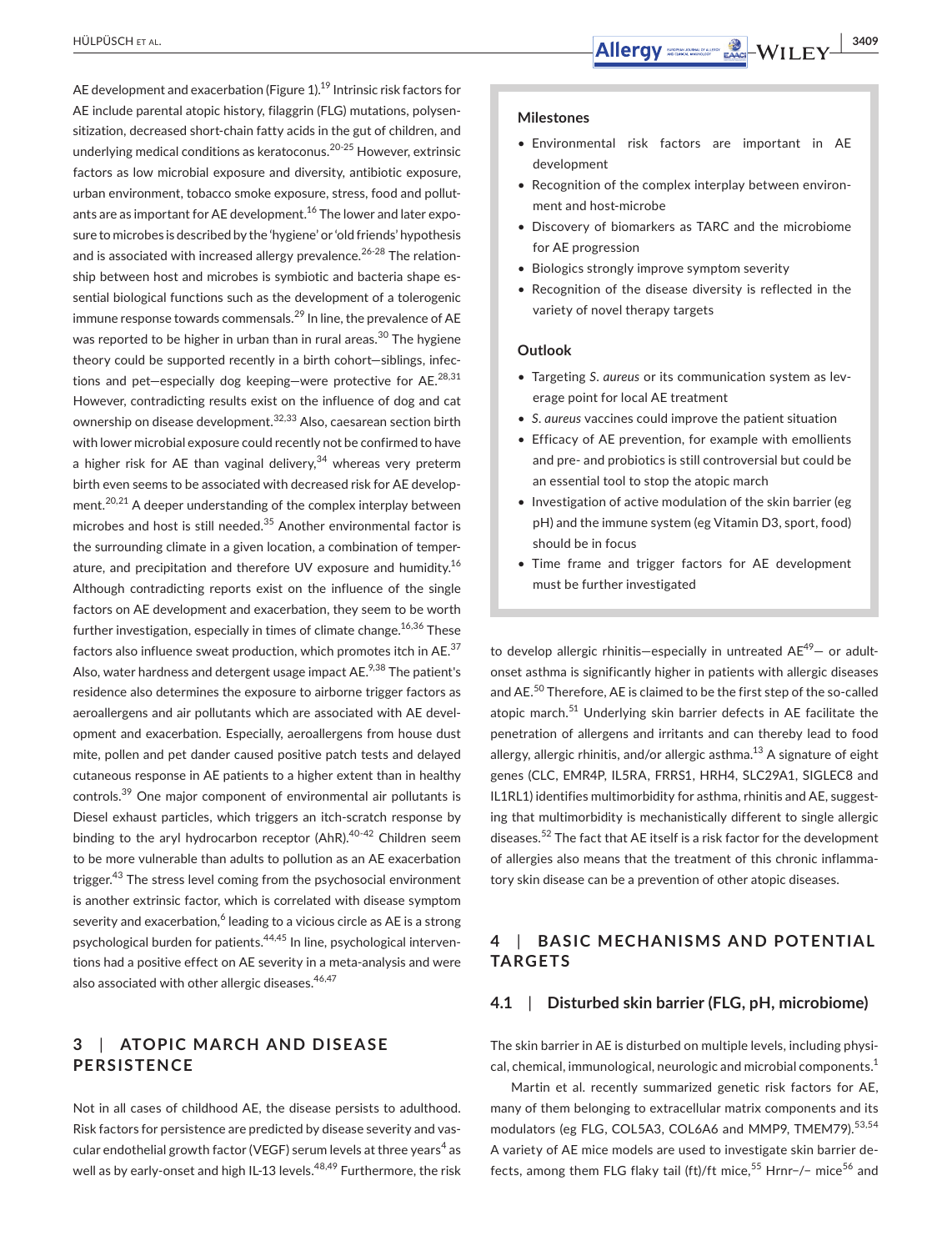AE development and exacerbation (Figure 1).[19] Intrinsic risk factors for AE include parental atopic history, filaggrin (FLG) mutations, polysensitization, decreased short-chain fatty acids in the gut of children, and underlying medical conditions as keratoconus.[20-25] However, extrinsic factors as low microbial exposure and diversity, antibiotic exposure, urban environment, tobacco smoke exposure, stress, food and pollutants are as important for AE development.[16] The lower and later exposure to microbes is described by the 'hygiene' or 'old friends' hypothesis and is associated with increased allergy prevalence.[26-28] The relationship between host and microbes is symbiotic and bacteria shape essential biological functions such as the development of a tolerogenic immune response towards commensals.[29] In line, the prevalence of AE was reported to be higher in urban than in rural areas.[30] The hygiene theory could be supported recently in a birth cohort—siblings, infections and pet—especially dog keeping—were protective for AE.[28,31] However, contradicting results exist on the influence of dog and cat ownership on disease development.[32,33] Also, caesarean section birth with lower microbial exposure could recently not be confirmed to have a higher risk for AE than vaginal delivery,[34] whereas very preterm birth even seems to be associated with decreased risk for AE development.[20,21] A deeper understanding of the complex interplay between microbes and host is still needed.[35] Another environmental factor is the surrounding climate in a given location, a combination of temperature, and precipitation and therefore UV exposure and humidity.[16] Although contradicting reports exist on the influence of the single factors on AE development and exacerbation, they seem to be worth further investigation, especially in times of climate change.[16,36] These factors also influence sweat production, which promotes itch in AE.[37] Also, water hardness and detergent usage impact AE.[9,38] The patient's residence also determines the exposure to airborne trigger factors as aeroallergens and air pollutants which are associated with AE development and exacerbation. Especially, aeroallergens from house dust mite, pollen and pet dander caused positive patch tests and delayed cutaneous response in AE patients to a higher extent than in healthy controls.[39] One major component of environmental air pollutants is Diesel exhaust particles, which triggers an itch-scratch response by binding to the aryl hydrocarbon receptor (AhR).[40-42] Children seem to be more vulnerable than adults to pollution as an AE exacerbation trigger.[43] The stress level coming from the psychosocial environment is another extrinsic factor, which is correlated with disease symptom severity and exacerbation,[6] leading to a vicious circle as AE is a strong psychological burden for patients.[44,45] In line, psychological interventions had a positive effect on AE severity in a meta-analysis and were also associated with other allergic diseases.[46,47]

## 3 | ATOPIC MARCH AND DISEASE PERSISTENCE

Not in all cases of childhood AE, the disease persists to adulthood. Risk factors for persistence are predicted by disease severity and vascular endothelial growth factor (VEGF) serum levels at three years[4] as well as by early-onset and high IL-13 levels.[48,49] Furthermore, the risk to develop allergic rhinitis—especially in untreated AE[49]— or adult-onset asthma is significantly higher in patients with allergic diseases and AE.[50] Therefore, AE is claimed to be the first step of the so-called atopic march.[51] Underlying skin barrier defects in AE facilitate the penetration of allergens and irritants and can thereby lead to food allergy, allergic rhinitis, and/or allergic asthma.[13] A signature of eight genes (CLC, EMR4P, IL5RA, FRRS1, HRH4, SLC29A1, SIGLEC8 and IL1RL1) identifies multimorbidity for asthma, rhinitis and AE, suggesting that multimorbidity is mechanistically different to single allergic diseases.[52] The fact that AE itself is a risk factor for the development of allergies also means that the treatment of this chronic inflammatory skin disease can be a prevention of other atopic diseases.

**Milestones**

- Environmental risk factors are important in AE development
- Recognition of the complex interplay between environment and host-microbe
- Discovery of biomarkers as TARC and the microbiome for AE progression
- Biologics strongly improve symptom severity
- Recognition of the disease diversity is reflected in the variety of novel therapy targets

**Outlook**

- Targeting *S. aureus* or its communication system as leverage point for local AE treatment
- *S. aureus* vaccines could improve the patient situation
- Efficacy of AE prevention, for example with emollients and pre- and probiotics is still controversial but could be an essential tool to stop the atopic march
- Investigation of active modulation of the skin barrier (eg pH) and the immune system (eg Vitamin D3, sport, food) should be in focus
- Time frame and trigger factors for AE development must be further investigated

## 4 | BASIC MECHANISMS AND POTENTIAL TARGETS

### 4.1 | Disturbed skin barrier (FLG, pH, microbiome)

The skin barrier in AE is disturbed on multiple levels, including physical, chemical, immunological, neurologic and microbial components.[1]

Martin et al. recently summarized genetic risk factors for AE, many of them belonging to extracellular matrix components and its modulators (eg FLG, COL5A3, COL6A6 and MMP9, TMEM79).[53,54] A variety of AE mice models are used to investigate skin barrier defects, among them FLG flaky tail (ft)/ft mice,[55] Hrnr−/− mice[56] and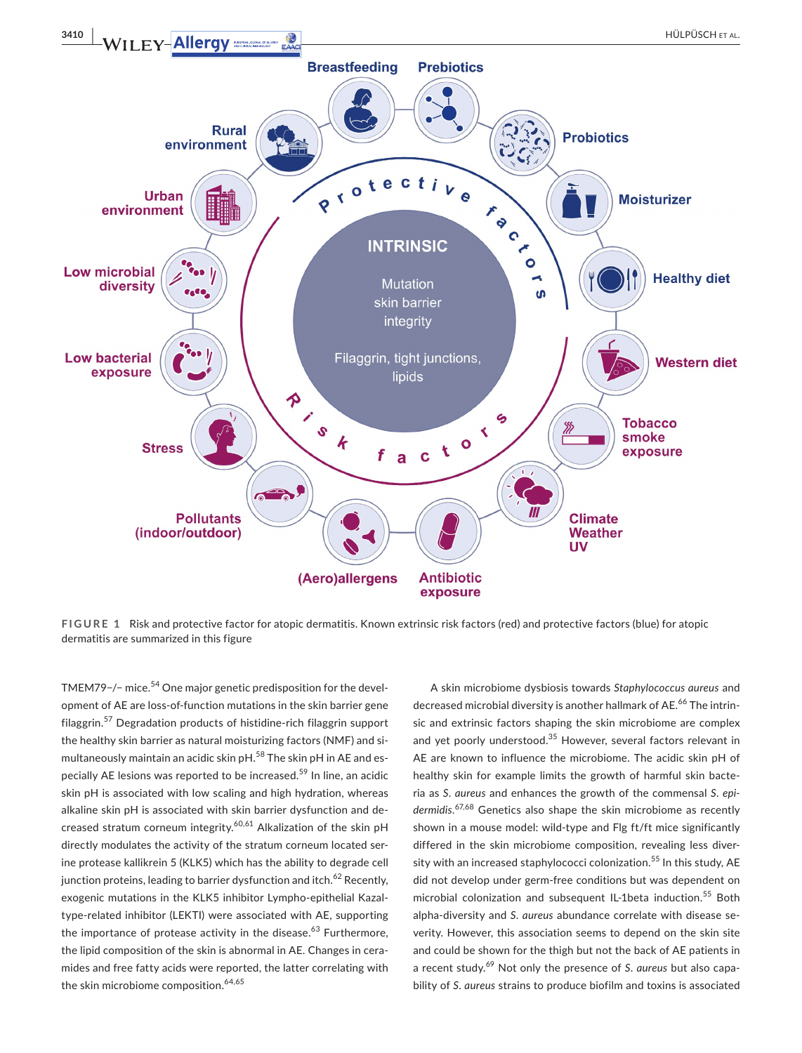FIGURE 1 Risk and protective factor for atopic dermatitis. Known extrinsic risk factors (red) and protective factors (blue) for atopic dermatitis are summarized in this figure

TMEM79−/− mice.[54] One major genetic predisposition for the development of AE are loss-of-function mutations in the skin barrier gene filaggrin.[57] Degradation products of histidine-rich filaggrin support the healthy skin barrier as natural moisturizing factors (NMF) and simultaneously maintain an acidic skin pH.[58] The skin pH in AE and especially AE lesions was reported to be increased.[59] In line, an acidic skin pH is associated with low scaling and high hydration, whereas alkaline skin pH is associated with skin barrier dysfunction and decreased stratum corneum integrity.[60,61] Alkalization of the skin pH directly modulates the activity of the stratum corneum located serine protease kallikrein 5 (KLK5) which has the ability to degrade cell junction proteins, leading to barrier dysfunction and itch.[62] Recently, exogenic mutations in the KLK5 inhibitor Lympho-epithelial Kazal-type-related inhibitor (LEKTI) were associated with AE, supporting the importance of protease activity in the disease.[63] Furthermore, the lipid composition of the skin is abnormal in AE. Changes in ceramides and free fatty acids were reported, the latter correlating with the skin microbiome composition.[64,65]

A skin microbiome dysbiosis towards *Staphylococcus aureus* and decreased microbial diversity is another hallmark of AE.[66] The intrinsic and extrinsic factors shaping the skin microbiome are complex and yet poorly understood.[35] However, several factors relevant in AE are known to influence the microbiome. The acidic skin pH of healthy skin for example limits the growth of harmful skin bacteria as *S. aureus* and enhances the growth of the commensal *S. epidermidis*.[67,68] Genetics also shape the skin microbiome as recently shown in a mouse model: wild-type and Flg ft/ft mice significantly differed in the skin microbiome composition, revealing less diversity with an increased staphylococci colonization.[55] In this study, AE did not develop under germ-free conditions but was dependent on microbial colonization and subsequent IL-1beta induction.[55] Both alpha-diversity and *S. aureus* abundance correlate with disease severity. However, this association seems to depend on the skin site and could be shown for the thigh but not the back of AE patients in a recent study.[69] Not only the presence of *S. aureus* but also capability of *S. aureus* strains to produce biofilm and toxins is associated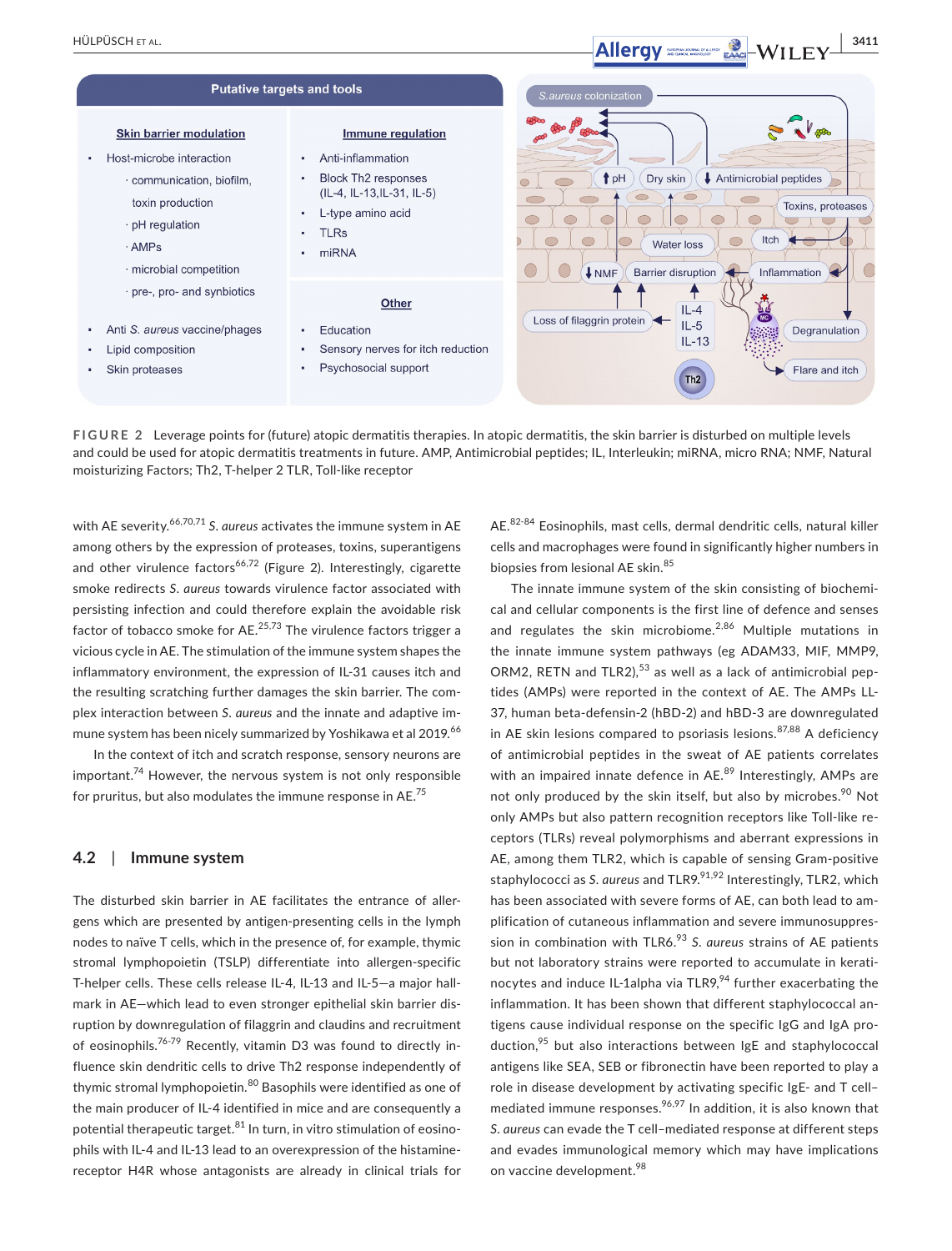**Putative targets and tools**

**Skin barrier modulation**

- Host-microbe interaction
  - communication, biofilm, toxin production
  - pH regulation
  - AMPs
  - microbial competition
  - pre-, pro- and synbiotics
- Anti *S. aureus* vaccine/phages
- Lipid composition
- Skin proteases

**Immune regulation**

- Anti-inflammation
- Block Th2 responses (IL-4, IL-13,IL-31, IL-5)
- L-type amino acid
- TLRs
- miRNA

**Other**

- Education
- Sensory nerves for itch reduction
- Psychosocial support

FIGURE 2 Leverage points for (future) atopic dermatitis therapies. In atopic dermatitis, the skin barrier is disturbed on multiple levels and could be used for atopic dermatitis treatments in future. AMP, Antimicrobial peptides; IL, Interleukin; miRNA, micro RNA; NMF, Natural moisturizing Factors; Th2, T-helper 2 TLR, Toll-like receptor

with AE severity.[66,70,71] *S. aureus* activates the immune system in AE among others by the expression of proteases, toxins, superantigens and other virulence factors[66,72] (Figure 2). Interestingly, cigarette smoke redirects *S. aureus* towards virulence factor associated with persisting infection and could therefore explain the avoidable risk factor of tobacco smoke for AE.[25,73] The virulence factors trigger a vicious cycle in AE. The stimulation of the immune system shapes the inflammatory environment, the expression of IL-31 causes itch and the resulting scratching further damages the skin barrier. The complex interaction between *S. aureus* and the innate and adaptive immune system has been nicely summarized by Yoshikawa et al 2019.[66]

In the context of itch and scratch response, sensory neurons are important.[74] However, the nervous system is not only responsible for pruritus, but also modulates the immune response in AE.[75]

## 4.2 | Immune system

The disturbed skin barrier in AE facilitates the entrance of allergens which are presented by antigen-presenting cells in the lymph nodes to naïve T cells, which in the presence of, for example, thymic stromal lymphopoietin (TSLP) differentiate into allergen-specific T-helper cells. These cells release IL-4, IL-13 and IL-5—a major hallmark in AE—which lead to even stronger epithelial skin barrier disruption by downregulation of filaggrin and claudins and recruitment of eosinophils.[76-79] Recently, vitamin D3 was found to directly influence skin dendritic cells to drive Th2 response independently of thymic stromal lymphopoietin.[80] Basophils were identified as one of the main producer of IL-4 identified in mice and are consequently a potential therapeutic target.[81] In turn, in vitro stimulation of eosinophils with IL-4 and IL-13 lead to an overexpression of the histamine-receptor H4R whose antagonists are already in clinical trials for AE.[82-84] Eosinophils, mast cells, dermal dendritic cells, natural killer cells and macrophages were found in significantly higher numbers in biopsies from lesional AE skin.[85]

The innate immune system of the skin consisting of biochemical and cellular components is the first line of defence and senses and regulates the skin microbiome.[2,86] Multiple mutations in the innate immune system pathways (eg ADAM33, MIF, MMP9, ORM2, RETN and TLR2),[53] as well as a lack of antimicrobial peptides (AMPs) were reported in the context of AE. The AMPs LL-37, human beta-defensin-2 (hBD-2) and hBD-3 are downregulated in AE skin lesions compared to psoriasis lesions.[87,88] A deficiency of antimicrobial peptides in the sweat of AE patients correlates with an impaired innate defence in AE.[89] Interestingly, AMPs are not only produced by the skin itself, but also by microbes.[90] Not only AMPs but also pattern recognition receptors like Toll-like receptors (TLRs) reveal polymorphisms and aberrant expressions in AE, among them TLR2, which is capable of sensing Gram-positive staphylococci as *S. aureus* and TLR9.[91,92] Interestingly, TLR2, which has been associated with severe forms of AE, can both lead to amplification of cutaneous inflammation and severe immunosuppression in combination with TLR6.[93] *S. aureus* strains of AE patients but not laboratory strains were reported to accumulate in keratinocytes and induce IL-1alpha via TLR9,[94] further exacerbating the inflammation. It has been shown that different staphylococcal antigens cause individual response on the specific IgG and IgA production,[95] but also interactions between IgE and staphylococcal antigens like SEA, SEB or fibronectin have been reported to play a role in disease development by activating specific IgE- and T cell–mediated immune responses.[96,97] In addition, it is also known that *S. aureus* can evade the T cell–mediated response at different steps and evades immunological memory which may have implications on vaccine development.[98]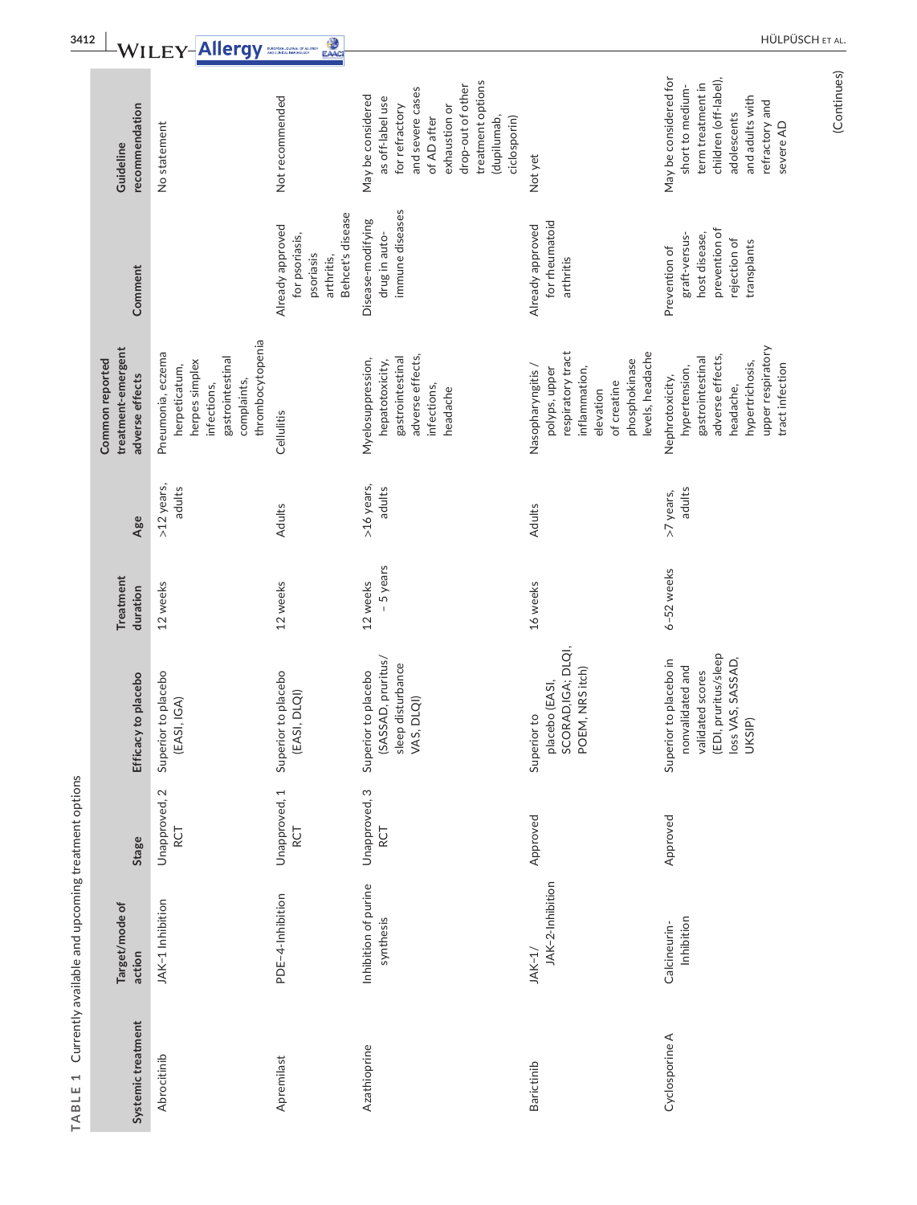**TABLE 1** Currently available and upcoming treatment options

| Systemic treatment | Target/mode of action | Stage | Efficacy to placebo | Treatment duration | Age | Common reported treatment-emergent adverse effects | Comment | Guideline recommendation |
|---|---|---|---|---|---|---|---|---|
| Abrocitinib | JAK-1 Inhibition | Unapproved, 2 RCT | Superior to placebo (EASI, IGA) | 12 weeks | >12 years, adults | Pneumonia, eczema herpeticatum, herpes simplex infections, gastrointestinal complaints, thrombocytopenia | | No statement |
| Apremilast | PDE-4-Inhibition | Unapproved, 1 RCT | Superior to placebo (EASI, DLQI) | 12 weeks | Adults | Cellulitis | Already approved for psoriasis, psoriasis arthritis, Behcet's disease | Not recommended |
| Azathioprine | Inhibition of purine synthesis | Unapproved, 3 RCT | Superior to placebo (SASSAD, pruritus/sleep disturbance VAS, DLQI) | 12 weeks – 5 years | >16 years, adults | Myelosuppression, hepatotoxicity, gastrointestinal adverse effects, infections, headache | Disease-modifying drug in auto-immune diseases | May be considered as off-label use for refractory and severe cases of AD after exhaustion or drop-out of other treatment options (dupilumab, ciclosporin) |
| Baricitinib | JAK-1/ JAK-2-Inhibition | Approved | Superior to placebo (EASI, SCORAD,IGA; DLQI, POEM, NRS itch) | 16 weeks | Adults | Nasopharyngitis / polyps, upper respiratory tract inflammation, elevation of creatine phosphokinase levels, headache | Already approved for rheumatoid arthritis | Not yet |
| Cyclosporine A | Calcineurin-Inhibition | Approved | Superior to placebo in nonvalidated and validated scores (EDI, pruritus/sleep loss VAS, SASSAD, UKSIP) | 6–52 weeks | >7 years, adults | Nephrotoxicity, hypertension, gastrointestinal adverse effects, headache, hypertrichosis, upper respiratory tract infection | Prevention of graft-versus-host disease, prevention of rejection of transplants | May be considered for short to medium-term treatment in children (off-label), adolescents and adults with refractory and severe AD |

(Continues)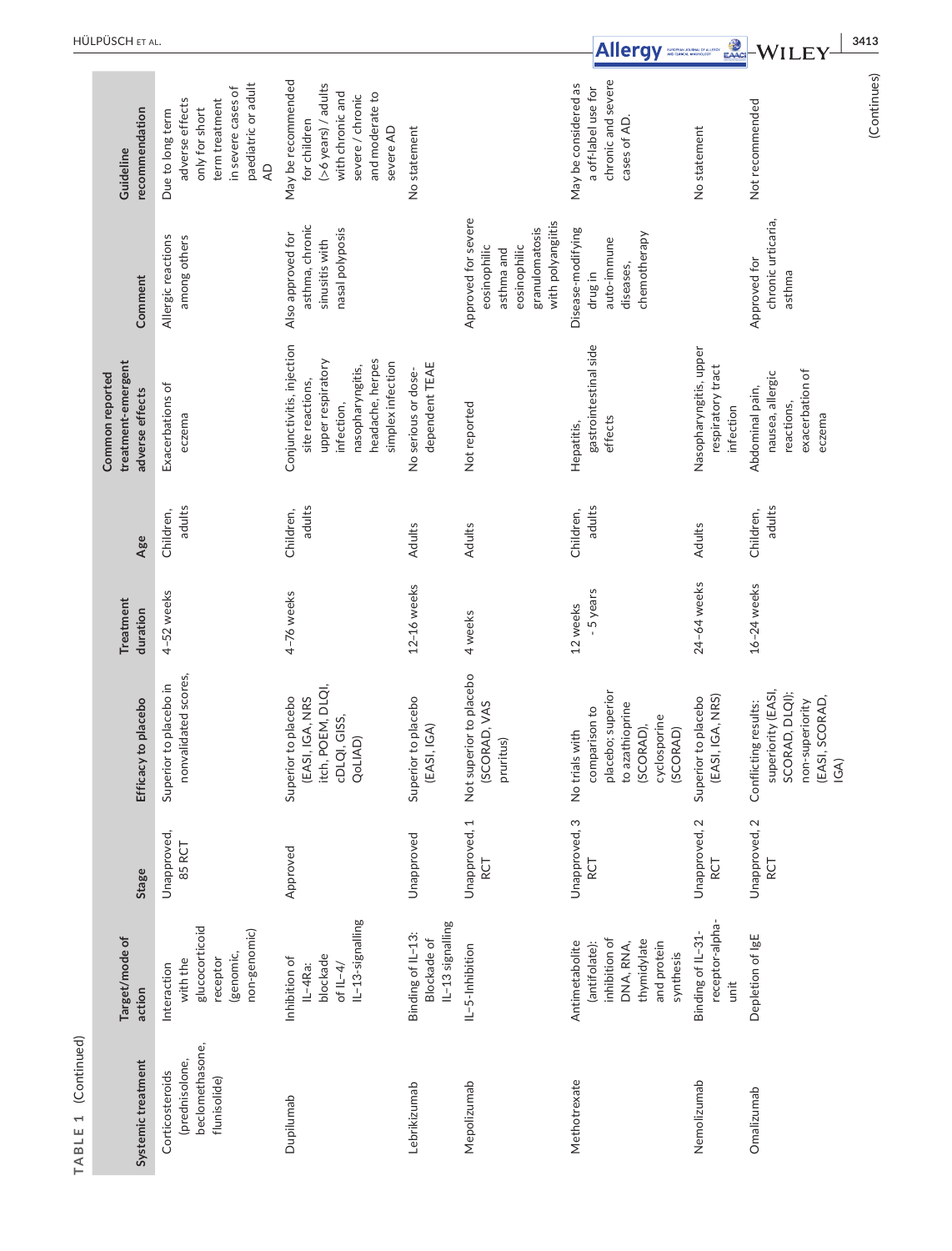**TABLE 1** (Continued)

| Systemic treatment | Target/mode of action | Stage | Efficacy to placebo | Treatment duration | Age | Common reported treatment-emergent adverse effects | Comment | Guideline recommendation |
|---|---|---|---|---|---|---|---|---|
| Corticosteroids (prednisolone, beclomethasone, flunisolide) | Interaction with the glucocorticoid receptor (genomic, non-genomic) | Unapproved, 85 RCT | Superior to placebo in nonvalidated scores, | 4–52 weeks | Children, adults | Exacerbations of eczema | Allergic reactions among others | Due to long term adverse effects only for short term treatment in severe cases of paediatric or adult AD |
| Dupilumab | Inhibition of IL-4Ra: blockade of IL-4/ IL-13-signalling | Approved | Superior to placebo (EASI, IGA, NRS itch, POEM, DLQI, cDLQI, GISS, QoLIAD) | 4–76 weeks | Children, adults | Conjunctivitis, injection site reactions, upper respiratory infection, nasopharyngitis, headache, herpes simplex infection | Also approved for asthma, chronic sinusitis with nasal polyposis | May be recommended for children (>6 years) / adults with chronic and severe / chronic and moderate to severe AD |
| Lebrikizumab | Binding of IL-13: Blockade of IL-13 signalling | Unapproved | Superior to placebo (EASI, IGA) | 12–16 weeks | Adults | No serious or dose-dependent TEAE | | No statement |
| Mepolizumab | IL-5-Inhibition | Unapproved, 1 RCT | Not superior to placebo (SCORAD, VAS pruritus) | 4 weeks | Adults | Not reported | Approved for severe eosinophilic asthma and eosinophilic granulomatosis with polyangiitis | |
| Methotrexate | Antimetabolite (antifolate): inhibition of DNA, RNA, thymidylate and protein synthesis | Unapproved, 3 RCT | No trials with comparison to placebo; superior to azathioprine (SCORAD), cyclosporine (SCORAD) | 12 weeks - 5 years | Children, adults | Hepatitis, gastrointestinal side effects | Disease-modifying drug in auto-immune diseases, chemotherapy | May be considered as a off-label use for chronic and severe cases of AD. |
| Nemolizumab | Binding of IL-31-receptor-alpha-unit | Unapproved, 2 RCT | Superior to placebo (EASI, IGA, NRS) | 24–64 weeks | Adults | Nasopharyngitis, upper respiratory tract infection | | No statement |
| Omalizumab | Depletion of IgE | Unapproved, 2 RCT | Conflicting results: superiority (EASI, SCORAD, DLQI); non-superiority (EASI, SCORAD, IGA) | 16–24 weeks | Children, adults | Abdominal pain, nausea, allergic reactions, exacerbation of eczema | Approved for chronic urticaria, asthma | Not recommended |

(Continues)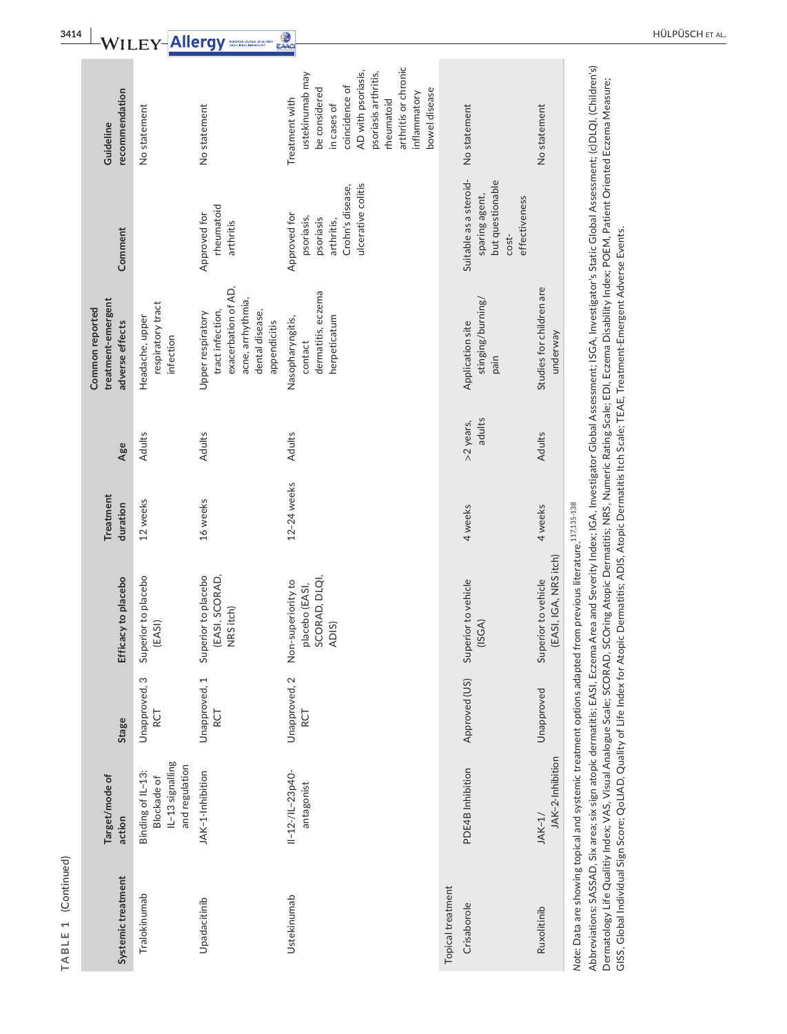**TABLE 1** (Continued)

| Systemic treatment | Target/mode of action | Stage | Efficacy to placebo | Treatment duration | Age | Common reported treatment-emergent adverse effects | Comment | Guideline recommendation |
|---|---|---|---|---|---|---|---|---|
| Tralokinumab | Binding of IL-13: Blockade of IL-13 signalling and regulation | Unapproved, 3 RCT | Superior to placebo (EASI) | 12 weeks | Adults | Headache, upper respiratory tract infection | | No statement |
| Upadacitinib | JAK-1-Inhibition | Unapproved, 1 RCT | Superior to placebo (EASI, SCORAD, NRS itch) | 16 weeks | Adults | Upper respiratory tract infection, exacerbation of AD, acne, arrhythmia, dental disease, appendicitis | Approved for rheumatoid arthritis | No statement |
| Ustekinumab | Il-12-/IL-23p40-antagonist | Unapproved, 2 RCT | Non-superiority to placebo (EASI, SCORAD, DLQI, ADIS) | 12–24 weeks | Adults | Nasopharyngitis, contact dermatitis, eczema herpeticatum | Approved for psoriasis, psoriasis arthritis, Crohn's disease, ulcerative colitis | Treatment with ustekinumab may be considered in cases of coincidence of AD with psoriasis, psoriasis arthritis, rheumatoid arthritis or chronic inflammatory bowel disease |
| **Topical treatment** | | | | | | | | |
| Crisaborole | PDE4B Inhibition | Approved (US) | Superior to vehicle (ISGA) | 4 weeks | >2 years, adults | Application site stinging/burning/pain | Suitable as a steroid-sparing agent, but questionable cost-effectiveness | No statement |
| Ruxolitinib | JAK-1/JAK-2-Inhibition | Unapproved | Superior to vehicle (EASI, IGA, NRS itch) | 4 weeks | Adults | Studies for children are underway | | No statement |

*Note:* Data are showing topical and systemic treatment options adapted from previous literature.[117,135-138]

Abbreviations: SASSAD, Six area; six sign atopic dermatitis; EASI, Eczema Area and Severity Index; IGA, Investigator Global Assessment; ISGA, Investigator's Static Global Assessment; (c)DLQI, (Children's) Dermatology Life Qualitiy Index; VAS, Visual Analogue Scale; SCORAD, SCOring Atopic Dermatitis; NRS, Numeric Rating Scale; EDI, Eczema Disability Index; POEM, Patient Oriented Eczema Measure; GISS, Global Individual Sign Score; QoLIAD, Quality of Life Index for Atopic Dermatitis; ADIS, Atopic Dermatitis Itch Scale; TEAE, Treatment-Emergent Adverse Events.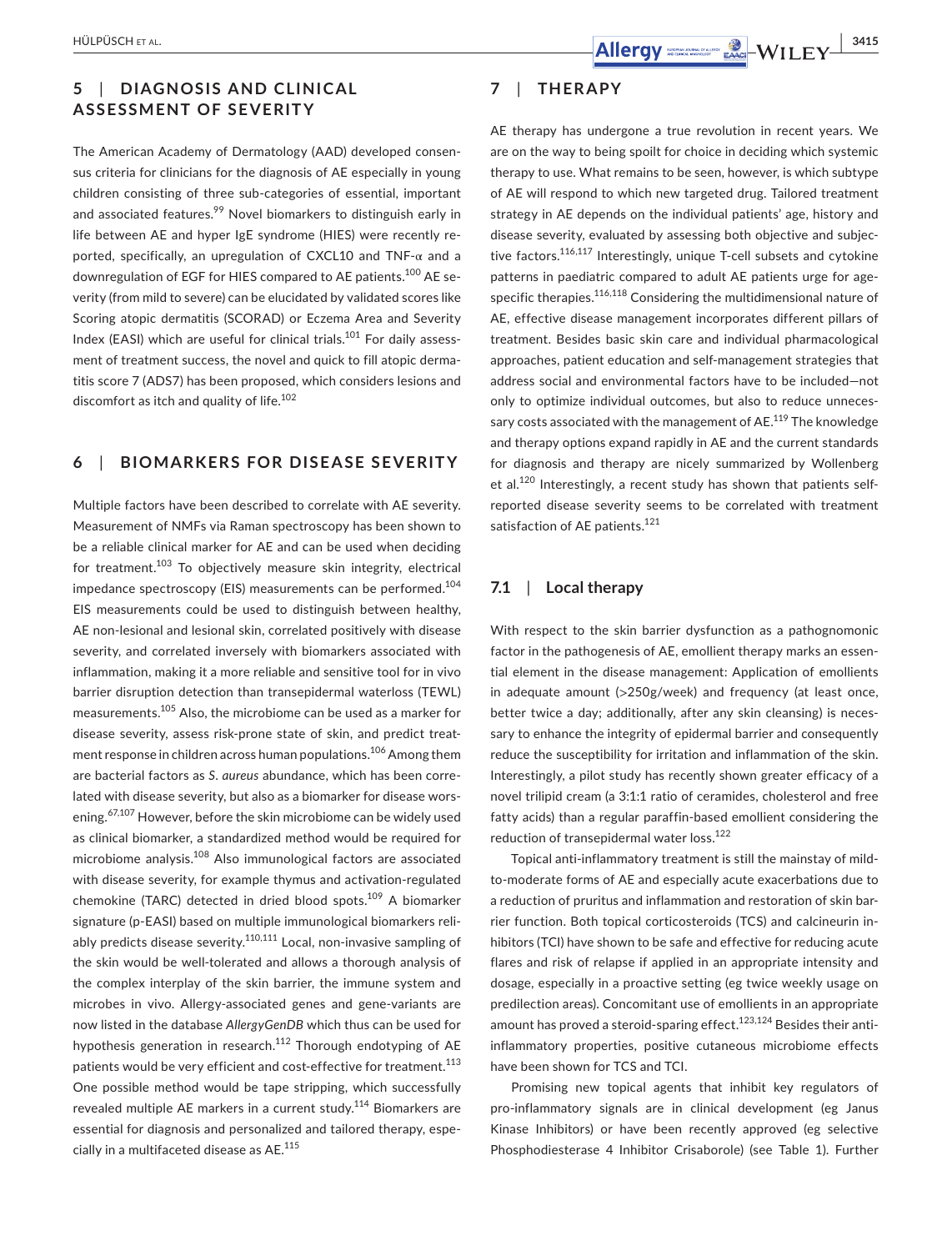## 5 | DIAGNOSIS AND CLINICAL ASSESSMENT OF SEVERITY

The American Academy of Dermatology (AAD) developed consensus criteria for clinicians for the diagnosis of AE especially in young children consisting of three sub-categories of essential, important and associated features.[99] Novel biomarkers to distinguish early in life between AE and hyper IgE syndrome (HIES) were recently reported, specifically, an upregulation of CXCL10 and TNF-α and a downregulation of EGF for HIES compared to AE patients.[100] AE severity (from mild to severe) can be elucidated by validated scores like Scoring atopic dermatitis (SCORAD) or Eczema Area and Severity Index (EASI) which are useful for clinical trials.[101] For daily assessment of treatment success, the novel and quick to fill atopic dermatitis score 7 (ADS7) has been proposed, which considers lesions and discomfort as itch and quality of life.[102]

## 6 | BIOMARKERS FOR DISEASE SEVERITY

Multiple factors have been described to correlate with AE severity. Measurement of NMFs via Raman spectroscopy has been shown to be a reliable clinical marker for AE and can be used when deciding for treatment.[103] To objectively measure skin integrity, electrical impedance spectroscopy (EIS) measurements can be performed.[104] EIS measurements could be used to distinguish between healthy, AE non-lesional and lesional skin, correlated positively with disease severity, and correlated inversely with biomarkers associated with inflammation, making it a more reliable and sensitive tool for in vivo barrier disruption detection than transepidermal waterloss (TEWL) measurements.[105] Also, the microbiome can be used as a marker for disease severity, assess risk-prone state of skin, and predict treatment response in children across human populations.[106] Among them are bacterial factors as *S. aureus* abundance, which has been correlated with disease severity, but also as a biomarker for disease worsening.[67,107] However, before the skin microbiome can be widely used as clinical biomarker, a standardized method would be required for microbiome analysis.[108] Also immunological factors are associated with disease severity, for example thymus and activation-regulated chemokine (TARC) detected in dried blood spots.[109] A biomarker signature (p-EASI) based on multiple immunological biomarkers reliably predicts disease severity.[110,111] Local, non-invasive sampling of the skin would be well-tolerated and allows a thorough analysis of the complex interplay of the skin barrier, the immune system and microbes in vivo. Allergy-associated genes and gene-variants are now listed in the database *AllergyGenDB* which thus can be used for hypothesis generation in research.[112] Thorough endotyping of AE patients would be very efficient and cost-effective for treatment.[113] One possible method would be tape stripping, which successfully revealed multiple AE markers in a current study.[114] Biomarkers are essential for diagnosis and personalized and tailored therapy, especially in a multifaceted disease as AE.[115]

## 7 | THERAPY

AE therapy has undergone a true revolution in recent years. We are on the way to being spoilt for choice in deciding which systemic therapy to use. What remains to be seen, however, is which subtype of AE will respond to which new targeted drug. Tailored treatment strategy in AE depends on the individual patients' age, history and disease severity, evaluated by assessing both objective and subjective factors.[116,117] Interestingly, unique T-cell subsets and cytokine patterns in paediatric compared to adult AE patients urge for age-specific therapies.[116,118] Considering the multidimensional nature of AE, effective disease management incorporates different pillars of treatment. Besides basic skin care and individual pharmacological approaches, patient education and self-management strategies that address social and environmental factors have to be included—not only to optimize individual outcomes, but also to reduce unnecessary costs associated with the management of AE.[119] The knowledge and therapy options expand rapidly in AE and the current standards for diagnosis and therapy are nicely summarized by Wollenberg et al.[120] Interestingly, a recent study has shown that patients self-reported disease severity seems to be correlated with treatment satisfaction of AE patients.[121]

### 7.1 | Local therapy

With respect to the skin barrier dysfunction as a pathognomonic factor in the pathogenesis of AE, emollient therapy marks an essential element in the disease management: Application of emollients in adequate amount (>250g/week) and frequency (at least once, better twice a day; additionally, after any skin cleansing) is necessary to enhance the integrity of epidermal barrier and consequently reduce the susceptibility for irritation and inflammation of the skin. Interestingly, a pilot study has recently shown greater efficacy of a novel trilipid cream (a 3:1:1 ratio of ceramides, cholesterol and free fatty acids) than a regular paraffin-based emollient considering the reduction of transepidermal water loss.[122]

Topical anti-inflammatory treatment is still the mainstay of mild-to-moderate forms of AE and especially acute exacerbations due to a reduction of pruritus and inflammation and restoration of skin barrier function. Both topical corticosteroids (TCS) and calcineurin inhibitors (TCI) have shown to be safe and effective for reducing acute flares and risk of relapse if applied in an appropriate intensity and dosage, especially in a proactive setting (eg twice weekly usage on predilection areas). Concomitant use of emollients in an appropriate amount has proved a steroid-sparing effect.[123,124] Besides their anti-inflammatory properties, positive cutaneous microbiome effects have been shown for TCS and TCI.

Promising new topical agents that inhibit key regulators of pro-inflammatory signals are in clinical development (eg Janus Kinase Inhibitors) or have been recently approved (eg selective Phosphodiesterase 4 Inhibitor Crisaborole) (see Table 1). Further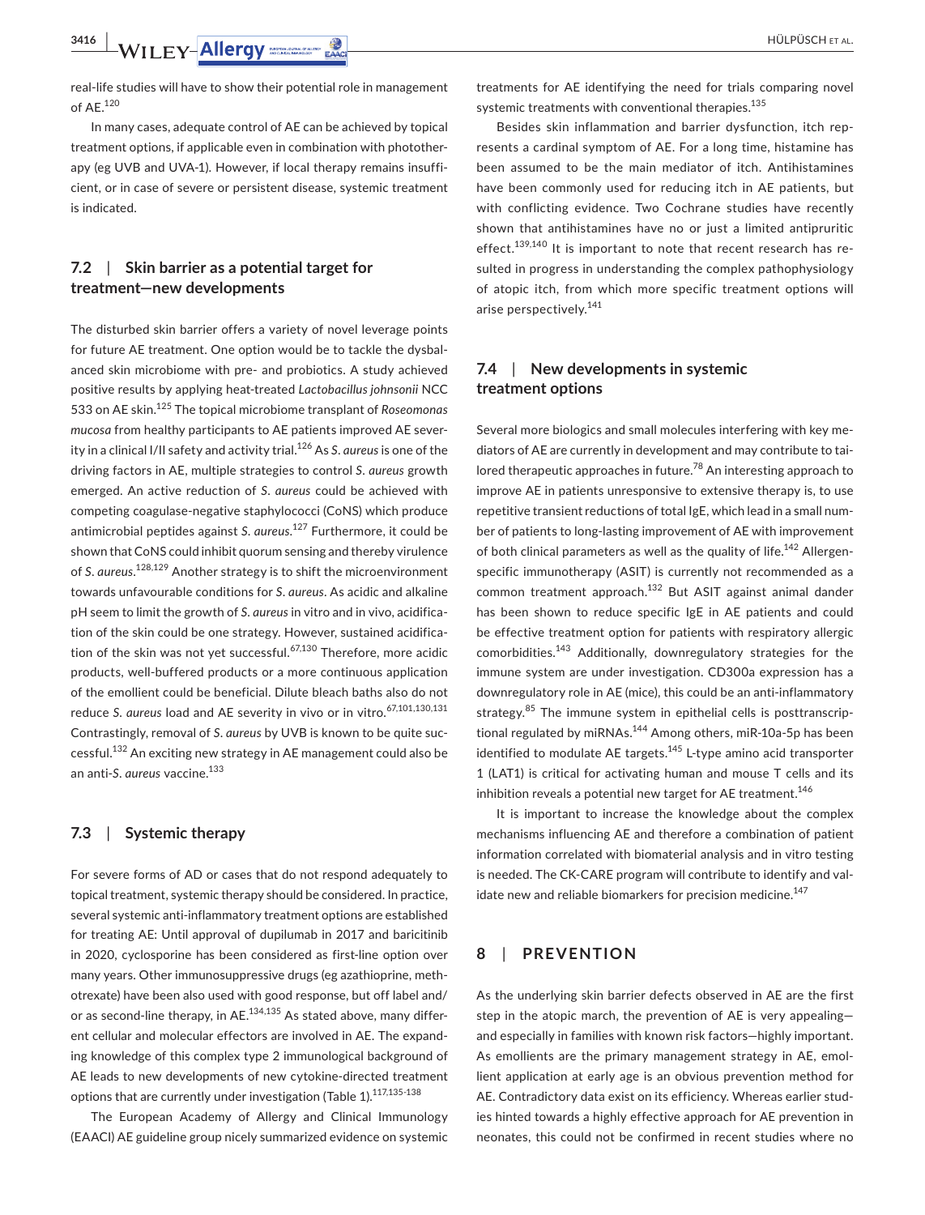real-life studies will have to show their potential role in management of AE.[120]

In many cases, adequate control of AE can be achieved by topical treatment options, if applicable even in combination with phototherapy (eg UVB and UVA-1). However, if local therapy remains insufficient, or in case of severe or persistent disease, systemic treatment is indicated.

### 7.2 | Skin barrier as a potential target for treatment—new developments

The disturbed skin barrier offers a variety of novel leverage points for future AE treatment. One option would be to tackle the dysbalanced skin microbiome with pre- and probiotics. A study achieved positive results by applying heat-treated *Lactobacillus johnsonii* NCC 533 on AE skin.[125] The topical microbiome transplant of *Roseomonas mucosa* from healthy participants to AE patients improved AE severity in a clinical I/II safety and activity trial.[126] As *S. aureus* is one of the driving factors in AE, multiple strategies to control *S. aureus* growth emerged. An active reduction of *S. aureus* could be achieved with competing coagulase-negative staphylococci (CoNS) which produce antimicrobial peptides against *S. aureus*.[127] Furthermore, it could be shown that CoNS could inhibit quorum sensing and thereby virulence of *S. aureus*.[128,129] Another strategy is to shift the microenvironment towards unfavourable conditions for *S. aureus*. As acidic and alkaline pH seem to limit the growth of *S. aureus* in vitro and in vivo, acidification of the skin could be one strategy. However, sustained acidification of the skin was not yet successful.[67,130] Therefore, more acidic products, well-buffered products or a more continuous application of the emollient could be beneficial. Dilute bleach baths also do not reduce *S. aureus* load and AE severity in vivo or in vitro.[67,101,130,131] Contrastingly, removal of *S. aureus* by UVB is known to be quite successful.[132] An exciting new strategy in AE management could also be an anti-*S. aureus* vaccine.[133]

### 7.3 | Systemic therapy

For severe forms of AD or cases that do not respond adequately to topical treatment, systemic therapy should be considered. In practice, several systemic anti-inflammatory treatment options are established for treating AE: Until approval of dupilumab in 2017 and baricitinib in 2020, cyclosporine has been considered as first-line option over many years. Other immunosuppressive drugs (eg azathioprine, methotrexate) have been also used with good response, but off label and/or as second-line therapy, in AE.[134,135] As stated above, many different cellular and molecular effectors are involved in AE. The expanding knowledge of this complex type 2 immunological background of AE leads to new developments of new cytokine-directed treatment options that are currently under investigation (Table 1).[117,135-138]

The European Academy of Allergy and Clinical Immunology (EAACI) AE guideline group nicely summarized evidence on systemic treatments for AE identifying the need for trials comparing novel systemic treatments with conventional therapies.[135]

Besides skin inflammation and barrier dysfunction, itch represents a cardinal symptom of AE. For a long time, histamine has been assumed to be the main mediator of itch. Antihistamines have been commonly used for reducing itch in AE patients, but with conflicting evidence. Two Cochrane studies have recently shown that antihistamines have no or just a limited antipruritic effect.[139,140] It is important to note that recent research has resulted in progress in understanding the complex pathophysiology of atopic itch, from which more specific treatment options will arise perspectively.[141]

### 7.4 | New developments in systemic treatment options

Several more biologics and small molecules interfering with key mediators of AE are currently in development and may contribute to tailored therapeutic approaches in future.[78] An interesting approach to improve AE in patients unresponsive to extensive therapy is, to use repetitive transient reductions of total IgE, which lead in a small number of patients to long-lasting improvement of AE with improvement of both clinical parameters as well as the quality of life.[142] Allergen-specific immunotherapy (ASIT) is currently not recommended as a common treatment approach.[132] But ASIT against animal dander has been shown to reduce specific IgE in AE patients and could be effective treatment option for patients with respiratory allergic comorbidities.[143] Additionally, downregulatory strategies for the immune system are under investigation. CD300a expression has a downregulatory role in AE (mice), this could be an anti-inflammatory strategy.[85] The immune system in epithelial cells is posttranscriptional regulated by miRNAs.[144] Among others, miR-10a-5p has been identified to modulate AE targets.[145] L-type amino acid transporter 1 (LAT1) is critical for activating human and mouse T cells and its inhibition reveals a potential new target for AE treatment.[146]

It is important to increase the knowledge about the complex mechanisms influencing AE and therefore a combination of patient information correlated with biomaterial analysis and in vitro testing is needed. The CK-CARE program will contribute to identify and validate new and reliable biomarkers for precision medicine.[147]

## 8 | PREVENTION

As the underlying skin barrier defects observed in AE are the first step in the atopic march, the prevention of AE is very appealing—and especially in families with known risk factors—highly important. As emollients are the primary management strategy in AE, emollient application at early age is an obvious prevention method for AE. Contradictory data exist on its efficiency. Whereas earlier studies hinted towards a highly effective approach for AE prevention in neonates, this could not be confirmed in recent studies where no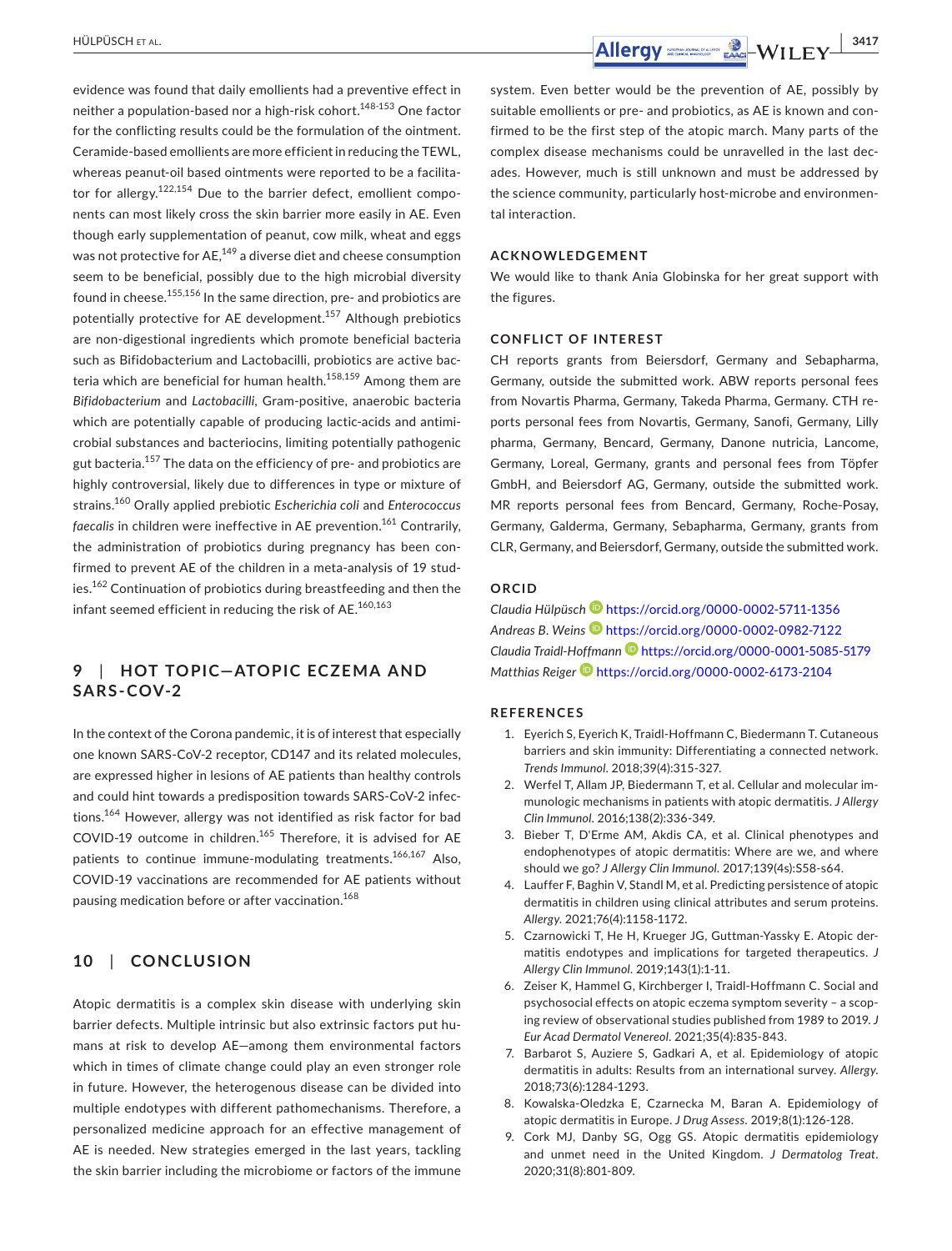evidence was found that daily emollients had a preventive effect in neither a population-based nor a high-risk cohort.[148-153] One factor for the conflicting results could be the formulation of the ointment. Ceramide-based emollients are more efficient in reducing the TEWL, whereas peanut-oil based ointments were reported to be a facilitator for allergy.[122,154] Due to the barrier defect, emollient components can most likely cross the skin barrier more easily in AE. Even though early supplementation of peanut, cow milk, wheat and eggs was not protective for AE,[149] a diverse diet and cheese consumption seem to be beneficial, possibly due to the high microbial diversity found in cheese.[155,156] In the same direction, pre- and probiotics are potentially protective for AE development.[157] Although prebiotics are non-digestional ingredients which promote beneficial bacteria such as Bifidobacterium and Lactobacilli, probiotics are active bacteria which are beneficial for human health.[158,159] Among them are *Bifidobacterium* and *Lactobacilli*, Gram-positive, anaerobic bacteria which are potentially capable of producing lactic-acids and antimicrobial substances and bacteriocins, limiting potentially pathogenic gut bacteria.[157] The data on the efficiency of pre- and probiotics are highly controversial, likely due to differences in type or mixture of strains.[160] Orally applied prebiotic *Escherichia coli* and *Enterococcus faecalis* in children were ineffective in AE prevention.[161] Contrarily, the administration of probiotics during pregnancy has been confirmed to prevent AE of the children in a meta-analysis of 19 studies.[162] Continuation of probiotics during breastfeeding and then the infant seemed efficient in reducing the risk of AE.[160,163]

## 9 | HOT TOPIC—ATOPIC ECZEMA AND SARS-COV-2

In the context of the Corona pandemic, it is of interest that especially one known SARS-CoV-2 receptor, CD147 and its related molecules, are expressed higher in lesions of AE patients than healthy controls and could hint towards a predisposition towards SARS-CoV-2 infections.[164] However, allergy was not identified as risk factor for bad COVID-19 outcome in children.[165] Therefore, it is advised for AE patients to continue immune-modulating treatments.[166,167] Also, COVID-19 vaccinations are recommended for AE patients without pausing medication before or after vaccination.[168]

## 10 | CONCLUSION

Atopic dermatitis is a complex skin disease with underlying skin barrier defects. Multiple intrinsic but also extrinsic factors put humans at risk to develop AE—among them environmental factors which in times of climate change could play an even stronger role in future. However, the heterogenous disease can be divided into multiple endotypes with different pathomechanisms. Therefore, a personalized medicine approach for an effective management of AE is needed. New strategies emerged in the last years, tackling the skin barrier including the microbiome or factors of the immune system. Even better would be the prevention of AE, possibly by suitable emollients or pre- and probiotics, as AE is known and confirmed to be the first step of the atopic march. Many parts of the complex disease mechanisms could be unravelled in the last decades. However, much is still unknown and must be addressed by the science community, particularly host-microbe and environmental interaction.

## ACKNOWLEDGEMENT

We would like to thank Ania Globinska for her great support with the figures.

## CONFLICT OF INTEREST

CH reports grants from Beiersdorf, Germany and Sebapharma, Germany, outside the submitted work. ABW reports personal fees from Novartis Pharma, Germany, Takeda Pharma, Germany. CTH reports personal fees from Novartis, Germany, Sanofi, Germany, Lilly pharma, Germany, Bencard, Germany, Danone nutricia, Lancome, Germany, Loreal, Germany, grants and personal fees from Töpfer GmbH, and Beiersdorf AG, Germany, outside the submitted work. MR reports personal fees from Bencard, Germany, Roche-Posay, Germany, Galderma, Germany, Sebapharma, Germany, grants from CLR, Germany, and Beiersdorf, Germany, outside the submitted work.

## ORCID

*Claudia Hülpüsch* https://orcid.org/0000-0002-5711-1356
*Andreas B. Weins* https://orcid.org/0000-0002-0982-7122
*Claudia Traidl-Hoffmann* https://orcid.org/0000-0001-5085-5179
*Matthias Reiger* https://orcid.org/0000-0002-6173-2104

## REFERENCES

1. Eyerich S, Eyerich K, Traidl-Hoffmann C, Biedermann T. Cutaneous barriers and skin immunity: Differentiating a connected network. *Trends Immunol*. 2018;39(4):315-327.
2. Werfel T, Allam JP, Biedermann T, et al. Cellular and molecular immunologic mechanisms in patients with atopic dermatitis. *J Allergy Clin Immunol*. 2016;138(2):336-349.
3. Bieber T, D'Erme AM, Akdis CA, et al. Clinical phenotypes and endophenotypes of atopic dermatitis: Where are we, and where should we go? *J Allergy Clin Immunol*. 2017;139(4s):S58-s64.
4. Lauffer F, Baghin V, Standl M, et al. Predicting persistence of atopic dermatitis in children using clinical attributes and serum proteins. *Allergy*. 2021;76(4):1158-1172.
5. Czarnowicki T, He H, Krueger JG, Guttman-Yassky E. Atopic dermatitis endotypes and implications for targeted therapeutics. *J Allergy Clin Immunol*. 2019;143(1):1-11.
6. Zeiser K, Hammel G, Kirchberger I, Traidl-Hoffmann C. Social and psychosocial effects on atopic eczema symptom severity – a scoping review of observational studies published from 1989 to 2019. *J Eur Acad Dermatol Venereol*. 2021;35(4):835-843.
7. Barbarot S, Auziere S, Gadkari A, et al. Epidemiology of atopic dermatitis in adults: Results from an international survey. *Allergy*. 2018;73(6):1284-1293.
8. Kowalska-Oledzka E, Czarnecka M, Baran A. Epidemiology of atopic dermatitis in Europe. *J Drug Assess*. 2019;8(1):126-128.
9. Cork MJ, Danby SG, Ogg GS. Atopic dermatitis epidemiology and unmet need in the United Kingdom. *J Dermatolog Treat*. 2020;31(8):801-809.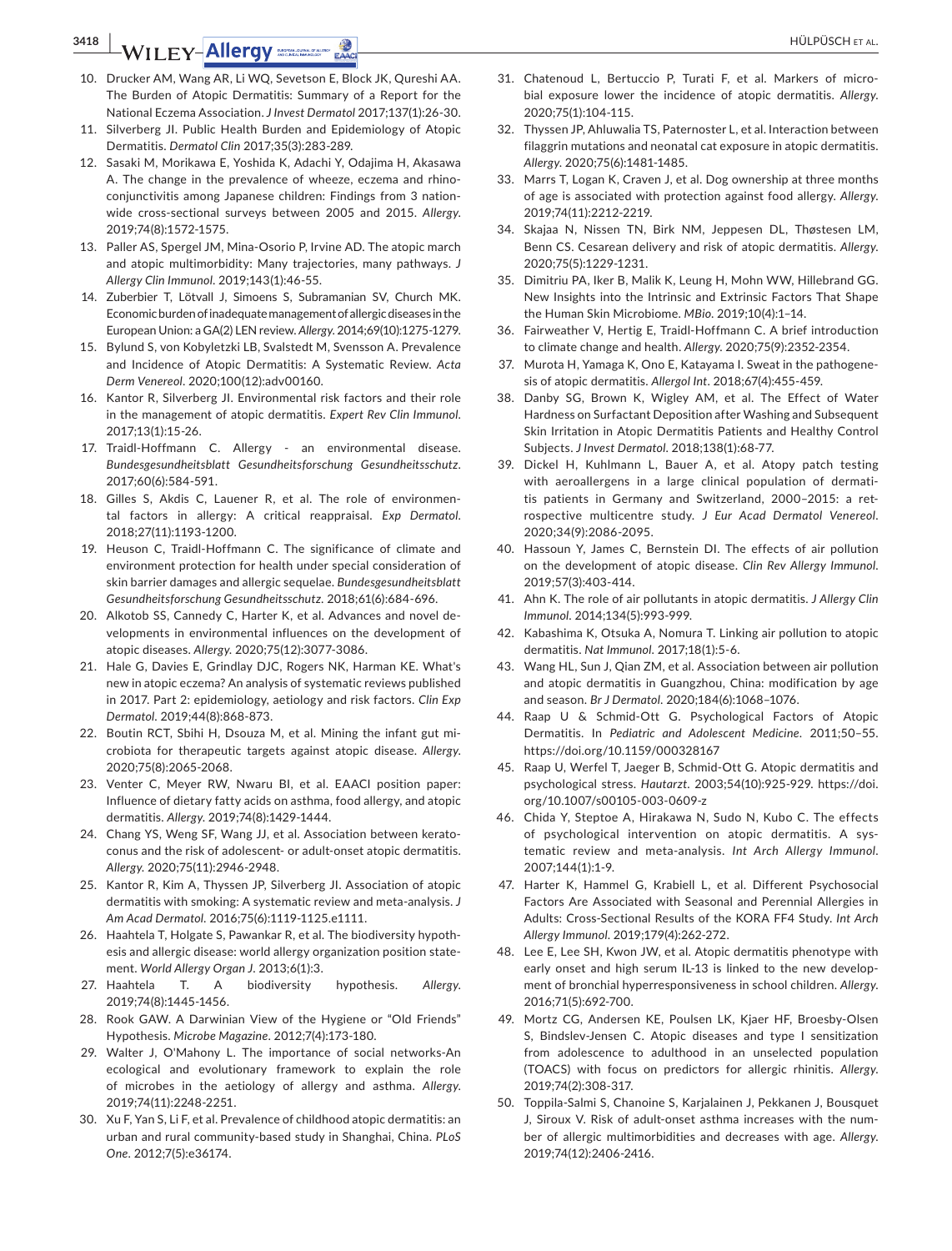10. Drucker AM, Wang AR, Li WQ, Sevetson E, Block JK, Qureshi AA. The Burden of Atopic Dermatitis: Summary of a Report for the National Eczema Association. *J Invest Dermatol* 2017;137(1):26-30.
11. Silverberg JI. Public Health Burden and Epidemiology of Atopic Dermatitis. *Dermatol Clin* 2017;35(3):283-289.
12. Sasaki M, Morikawa E, Yoshida K, Adachi Y, Odajima H, Akasawa A. The change in the prevalence of wheeze, eczema and rhino-conjunctivitis among Japanese children: Findings from 3 nationwide cross-sectional surveys between 2005 and 2015. *Allergy*. 2019;74(8):1572-1575.
13. Paller AS, Spergel JM, Mina-Osorio P, Irvine AD. The atopic march and atopic multimorbidity: Many trajectories, many pathways. *J Allergy Clin Immunol*. 2019;143(1):46-55.
14. Zuberbier T, Lötvall J, Simoens S, Subramanian SV, Church MK. Economic burden of inadequate management of allergic diseases in the European Union: a GA(2) LEN review. *Allergy*. 2014;69(10):1275-1279.
15. Bylund S, von Kobyletzki LB, Svalstedt M, Svensson A. Prevalence and Incidence of Atopic Dermatitis: A Systematic Review. *Acta Derm Venereol*. 2020;100(12):adv00160.
16. Kantor R, Silverberg JI. Environmental risk factors and their role in the management of atopic dermatitis. *Expert Rev Clin Immunol*. 2017;13(1):15-26.
17. Traidl-Hoffmann C. Allergy - an environmental disease. *Bundesgesundheitsblatt Gesundheitsforschung Gesundheitsschutz*. 2017;60(6):584-591.
18. Gilles S, Akdis C, Lauener R, et al. The role of environmental factors in allergy: A critical reappraisal. *Exp Dermatol*. 2018;27(11):1193-1200.
19. Heuson C, Traidl-Hoffmann C. The significance of climate and environment protection for health under special consideration of skin barrier damages and allergic sequelae. *Bundesgesundheitsblatt Gesundheitsforschung Gesundheitsschutz*. 2018;61(6):684-696.
20. Alkotob SS, Cannedy C, Harter K, et al. Advances and novel developments in environmental influences on the development of atopic diseases. *Allergy*. 2020;75(12):3077-3086.
21. Hale G, Davies E, Grindlay DJC, Rogers NK, Harman KE. What's new in atopic eczema? An analysis of systematic reviews published in 2017. Part 2: epidemiology, aetiology and risk factors. *Clin Exp Dermatol*. 2019;44(8):868-873.
22. Boutin RCT, Sbihi H, Dsouza M, et al. Mining the infant gut microbiota for therapeutic targets against atopic disease. *Allergy*. 2020;75(8):2065-2068.
23. Venter C, Meyer RW, Nwaru BI, et al. EAACI position paper: Influence of dietary fatty acids on asthma, food allergy, and atopic dermatitis. *Allergy*. 2019;74(8):1429-1444.
24. Chang YS, Weng SF, Wang JJ, et al. Association between keratoconus and the risk of adolescent- or adult-onset atopic dermatitis. *Allergy*. 2020;75(11):2946-2948.
25. Kantor R, Kim A, Thyssen JP, Silverberg JI. Association of atopic dermatitis with smoking: A systematic review and meta-analysis. *J Am Acad Dermatol*. 2016;75(6):1119-1125.e1111.
26. Haahtela T, Holgate S, Pawankar R, et al. The biodiversity hypothesis and allergic disease: world allergy organization position statement. *World Allergy Organ J*. 2013;6(1):3.
27. Haahtela T. A biodiversity hypothesis. *Allergy*. 2019;74(8):1445-1456.
28. Rook GAW. A Darwinian View of the Hygiene or "Old Friends" Hypothesis. *Microbe Magazine*. 2012;7(4):173-180.
29. Walter J, O'Mahony L. The importance of social networks-An ecological and evolutionary framework to explain the role of microbes in the aetiology of allergy and asthma. *Allergy*. 2019;74(11):2248-2251.
30. Xu F, Yan S, Li F, et al. Prevalence of childhood atopic dermatitis: an urban and rural community-based study in Shanghai, China. *PLoS One*. 2012;7(5):e36174.
31. Chatenoud L, Bertuccio P, Turati F, et al. Markers of microbial exposure lower the incidence of atopic dermatitis. *Allergy*. 2020;75(1):104-115.
32. Thyssen JP, Ahluwalia TS, Paternoster L, et al. Interaction between filaggrin mutations and neonatal cat exposure in atopic dermatitis. *Allergy*. 2020;75(6):1481-1485.
33. Marrs T, Logan K, Craven J, et al. Dog ownership at three months of age is associated with protection against food allergy. *Allergy*. 2019;74(11):2212-2219.
34. Skajaa N, Nissen TN, Birk NM, Jeppesen DL, Thøstesen LM, Benn CS. Cesarean delivery and risk of atopic dermatitis. *Allergy*. 2020;75(5):1229-1231.
35. Dimitriu PA, Iker B, Malik K, Leung H, Mohn WW, Hillebrand GG. New Insights into the Intrinsic and Extrinsic Factors That Shape the Human Skin Microbiome. *MBio*. 2019;10(4):1–14.
36. Fairweather V, Hertig E, Traidl-Hoffmann C. A brief introduction to climate change and health. *Allergy*. 2020;75(9):2352-2354.
37. Murota H, Yamaga K, Ono E, Katayama I. Sweat in the pathogenesis of atopic dermatitis. *Allergol Int*. 2018;67(4):455-459.
38. Danby SG, Brown K, Wigley AM, et al. The Effect of Water Hardness on Surfactant Deposition after Washing and Subsequent Skin Irritation in Atopic Dermatitis Patients and Healthy Control Subjects. *J Invest Dermatol*. 2018;138(1):68-77.
39. Dickel H, Kuhlmann L, Bauer A, et al. Atopy patch testing with aeroallergens in a large clinical population of dermatitis patients in Germany and Switzerland, 2000–2015: a retrospective multicentre study. *J Eur Acad Dermatol Venereol*. 2020;34(9):2086-2095.
40. Hassoun Y, James C, Bernstein DI. The effects of air pollution on the development of atopic disease. *Clin Rev Allergy Immunol*. 2019;57(3):403-414.
41. Ahn K. The role of air pollutants in atopic dermatitis. *J Allergy Clin Immunol*. 2014;134(5):993-999.
42. Kabashima K, Otsuka A, Nomura T. Linking air pollution to atopic dermatitis. *Nat Immunol*. 2017;18(1):5-6.
43. Wang HL, Sun J, Qian ZM, et al. Association between air pollution and atopic dermatitis in Guangzhou, China: modification by age and season. *Br J Dermatol*. 2020;184(6):1068–1076.
44. Raap U & Schmid-Ott G. Psychological Factors of Atopic Dermatitis. In *Pediatric and Adolescent Medicine*. 2011;50–55. https://doi.org/10.1159/000328167
45. Raap U, Werfel T, Jaeger B, Schmid-Ott G. Atopic dermatitis and psychological stress. *Hautarzt*. 2003;54(10):925-929. https://doi.org/10.1007/s00105-003-0609-z
46. Chida Y, Steptoe A, Hirakawa N, Sudo N, Kubo C. The effects of psychological intervention on atopic dermatitis. A systematic review and meta-analysis. *Int Arch Allergy Immunol*. 2007;144(1):1-9.
47. Harter K, Hammel G, Krabiell L, et al. Different Psychosocial Factors Are Associated with Seasonal and Perennial Allergies in Adults: Cross-Sectional Results of the KORA FF4 Study. *Int Arch Allergy Immunol*. 2019;179(4):262-272.
48. Lee E, Lee SH, Kwon JW, et al. Atopic dermatitis phenotype with early onset and high serum IL-13 is linked to the new development of bronchial hyperresponsiveness in school children. *Allergy*. 2016;71(5):692-700.
49. Mortz CG, Andersen KE, Poulsen LK, Kjaer HF, Broesby-Olsen S, Bindslev-Jensen C. Atopic diseases and type I sensitization from adolescence to adulthood in an unselected population (TOACS) with focus on predictors for allergic rhinitis. *Allergy*. 2019;74(2):308-317.
50. Toppila-Salmi S, Chanoine S, Karjalainen J, Pekkanen J, Bousquet J, Siroux V. Risk of adult-onset asthma increases with the number of allergic multimorbidities and decreases with age. *Allergy*. 2019;74(12):2406-2416.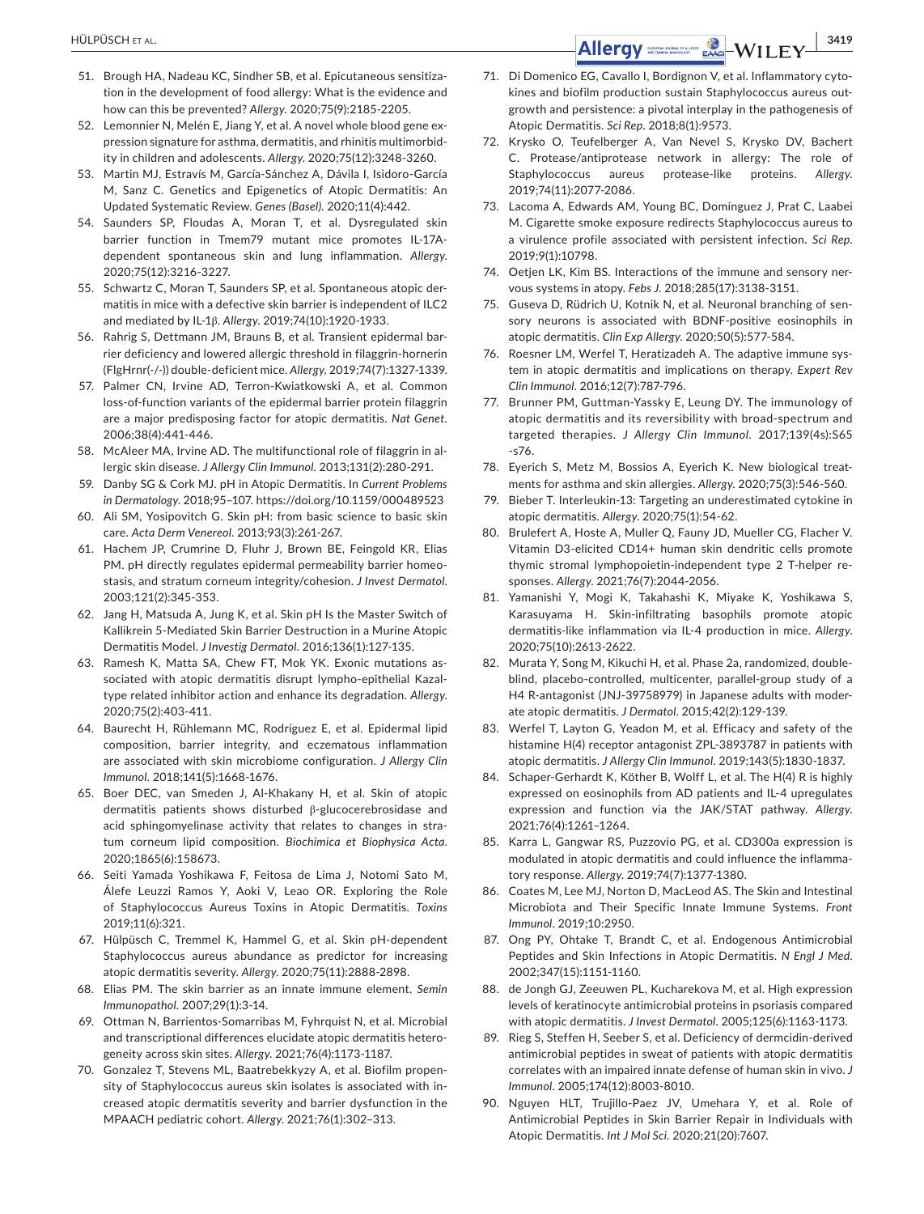51. Brough HA, Nadeau KC, Sindher SB, et al. Epicutaneous sensitization in the development of food allergy: What is the evidence and how can this be prevented? *Allergy*. 2020;75(9):2185-2205.
52. Lemonnier N, Melén E, Jiang Y, et al. A novel whole blood gene expression signature for asthma, dermatitis, and rhinitis multimorbidity in children and adolescents. *Allergy*. 2020;75(12):3248-3260.
53. Martin MJ, Estravís M, García-Sánchez A, Dávila I, Isidoro-García M, Sanz C. Genetics and Epigenetics of Atopic Dermatitis: An Updated Systematic Review. *Genes (Basel)*. 2020;11(4):442.
54. Saunders SP, Floudas A, Moran T, et al. Dysregulated skin barrier function in Tmem79 mutant mice promotes IL-17A-dependent spontaneous skin and lung inflammation. *Allergy*. 2020;75(12):3216-3227.
55. Schwartz C, Moran T, Saunders SP, et al. Spontaneous atopic dermatitis in mice with a defective skin barrier is independent of ILC2 and mediated by IL-1β. *Allergy*. 2019;74(10):1920-1933.
56. Rahrig S, Dettmann JM, Brauns B, et al. Transient epidermal barrier deficiency and lowered allergic threshold in filaggrin-hornerin (FlgHrnr(-/-)) double-deficient mice. *Allergy*. 2019;74(7):1327-1339.
57. Palmer CN, Irvine AD, Terron-Kwiatkowski A, et al. Common loss-of-function variants of the epidermal barrier protein filaggrin are a major predisposing factor for atopic dermatitis. *Nat Genet*. 2006;38(4):441-446.
58. McAleer MA, Irvine AD. The multifunctional role of filaggrin in allergic skin disease. *J Allergy Clin Immunol*. 2013;131(2):280-291.
59. Danby SG & Cork MJ. pH in Atopic Dermatitis. In *Current Problems in Dermatology*. 2018;95–107. https://doi.org/10.1159/000489523
60. Ali SM, Yosipovitch G. Skin pH: from basic science to basic skin care. *Acta Derm Venereol*. 2013;93(3):261-267.
61. Hachem JP, Crumrine D, Fluhr J, Brown BE, Feingold KR, Elias PM. pH directly regulates epidermal permeability barrier homeostasis, and stratum corneum integrity/cohesion. *J Invest Dermatol*. 2003;121(2):345-353.
62. Jang H, Matsuda A, Jung K, et al. Skin pH Is the Master Switch of Kallikrein 5-Mediated Skin Barrier Destruction in a Murine Atopic Dermatitis Model. *J Investig Dermatol*. 2016;136(1):127-135.
63. Ramesh K, Matta SA, Chew FT, Mok YK. Exonic mutations associated with atopic dermatitis disrupt lympho-epithelial Kazal-type related inhibitor action and enhance its degradation. *Allergy*. 2020;75(2):403-411.
64. Baurecht H, Rühlemann MC, Rodríguez E, et al. Epidermal lipid composition, barrier integrity, and eczematous inflammation are associated with skin microbiome configuration. *J Allergy Clin Immunol*. 2018;141(5):1668-1676.
65. Boer DEC, van Smeden J, Al-Khakany H, et al. Skin of atopic dermatitis patients shows disturbed β-glucocerebrosidase and acid sphingomyelinase activity that relates to changes in stratum corneum lipid composition. *Biochimica et Biophysica Acta*. 2020;1865(6):158673.
66. Seiti Yamada Yoshikawa F, Feitosa de Lima J, Notomi Sato M, Álefe Leuzzi Ramos Y, Aoki V, Leao OR. Exploring the Role of Staphylococcus Aureus Toxins in Atopic Dermatitis. *Toxins* 2019;11(6):321.
67. Hülpüsch C, Tremmel K, Hammel G, et al. Skin pH-dependent Staphylococcus aureus abundance as predictor for increasing atopic dermatitis severity. *Allergy*. 2020;75(11):2888-2898.
68. Elias PM. The skin barrier as an innate immune element. *Semin Immunopathol*. 2007;29(1):3-14.
69. Ottman N, Barrientos-Somarribas M, Fyhrquist N, et al. Microbial and transcriptional differences elucidate atopic dermatitis heterogeneity across skin sites. *Allergy*. 2021;76(4):1173-1187.
70. Gonzalez T, Stevens ML, Baatrebekkyzy A, et al. Biofilm propensity of Staphylococcus aureus skin isolates is associated with increased atopic dermatitis severity and barrier dysfunction in the MPAACH pediatric cohort. *Allergy*. 2021;76(1):302–313.
71. Di Domenico EG, Cavallo I, Bordignon V, et al. Inflammatory cytokines and biofilm production sustain Staphylococcus aureus outgrowth and persistence: a pivotal interplay in the pathogenesis of Atopic Dermatitis. *Sci Rep*. 2018;8(1):9573.
72. Krysko O, Teufelberger A, Van Nevel S, Krysko DV, Bachert C. Protease/antiprotease network in allergy: The role of Staphylococcus aureus protease-like proteins. *Allergy*. 2019;74(11):2077-2086.
73. Lacoma A, Edwards AM, Young BC, Domínguez J, Prat C, Laabei M. Cigarette smoke exposure redirects Staphylococcus aureus to a virulence profile associated with persistent infection. *Sci Rep*. 2019;9(1):10798.
74. Oetjen LK, Kim BS. Interactions of the immune and sensory nervous systems in atopy. *Febs J*. 2018;285(17):3138-3151.
75. Guseva D, Rüdrich U, Kotnik N, et al. Neuronal branching of sensory neurons is associated with BDNF-positive eosinophils in atopic dermatitis. *Clin Exp Allergy*. 2020;50(5):577-584.
76. Roesner LM, Werfel T, Heratizadeh A. The adaptive immune system in atopic dermatitis and implications on therapy. *Expert Rev Clin Immunol*. 2016;12(7):787-796.
77. Brunner PM, Guttman-Yassky E, Leung DY. The immunology of atopic dermatitis and its reversibility with broad-spectrum and targeted therapies. *J Allergy Clin Immunol*. 2017;139(4s):S65-s76.
78. Eyerich S, Metz M, Bossios A, Eyerich K. New biological treatments for asthma and skin allergies. *Allergy*. 2020;75(3):546-560.
79. Bieber T. Interleukin-13: Targeting an underestimated cytokine in atopic dermatitis. *Allergy*. 2020;75(1):54-62.
80. Brulefert A, Hoste A, Muller Q, Fauny JD, Mueller CG, Flacher V. Vitamin D3-elicited CD14+ human skin dendritic cells promote thymic stromal lymphopoietin-independent type 2 T-helper responses. *Allergy*. 2021;76(7):2044-2056.
81. Yamanishi Y, Mogi K, Takahashi K, Miyake K, Yoshikawa S, Karasuyama H. Skin-infiltrating basophils promote atopic dermatitis-like inflammation via IL-4 production in mice. *Allergy*. 2020;75(10):2613-2622.
82. Murata Y, Song M, Kikuchi H, et al. Phase 2a, randomized, double-blind, placebo-controlled, multicenter, parallel-group study of a H4 R-antagonist (JNJ-39758979) in Japanese adults with moderate atopic dermatitis. *J Dermatol*. 2015;42(2):129-139.
83. Werfel T, Layton G, Yeadon M, et al. Efficacy and safety of the histamine H(4) receptor antagonist ZPL-3893787 in patients with atopic dermatitis. *J Allergy Clin Immunol*. 2019;143(5):1830-1837.
84. Schaper-Gerhardt K, Köther B, Wolff L, et al. The H(4) R is highly expressed on eosinophils from AD patients and IL-4 upregulates expression and function via the JAK/STAT pathway. *Allergy*. 2021;76(4):1261–1264.
85. Karra L, Gangwar RS, Puzzovio PG, et al. CD300a expression is modulated in atopic dermatitis and could influence the inflammatory response. *Allergy*. 2019;74(7):1377-1380.
86. Coates M, Lee MJ, Norton D, MacLeod AS. The Skin and Intestinal Microbiota and Their Specific Innate Immune Systems. *Front Immunol*. 2019;10:2950.
87. Ong PY, Ohtake T, Brandt C, et al. Endogenous Antimicrobial Peptides and Skin Infections in Atopic Dermatitis. *N Engl J Med*. 2002;347(15):1151-1160.
88. de Jongh GJ, Zeeuwen PL, Kucharekova M, et al. High expression levels of keratinocyte antimicrobial proteins in psoriasis compared with atopic dermatitis. *J Invest Dermatol*. 2005;125(6):1163-1173.
89. Rieg S, Steffen H, Seeber S, et al. Deficiency of dermcidin-derived antimicrobial peptides in sweat of patients with atopic dermatitis correlates with an impaired innate defense of human skin in vivo. *J Immunol*. 2005;174(12):8003-8010.
90. Nguyen HLT, Trujillo-Paez JV, Umehara Y, et al. Role of Antimicrobial Peptides in Skin Barrier Repair in Individuals with Atopic Dermatitis. *Int J Mol Sci*. 2020;21(20):7607.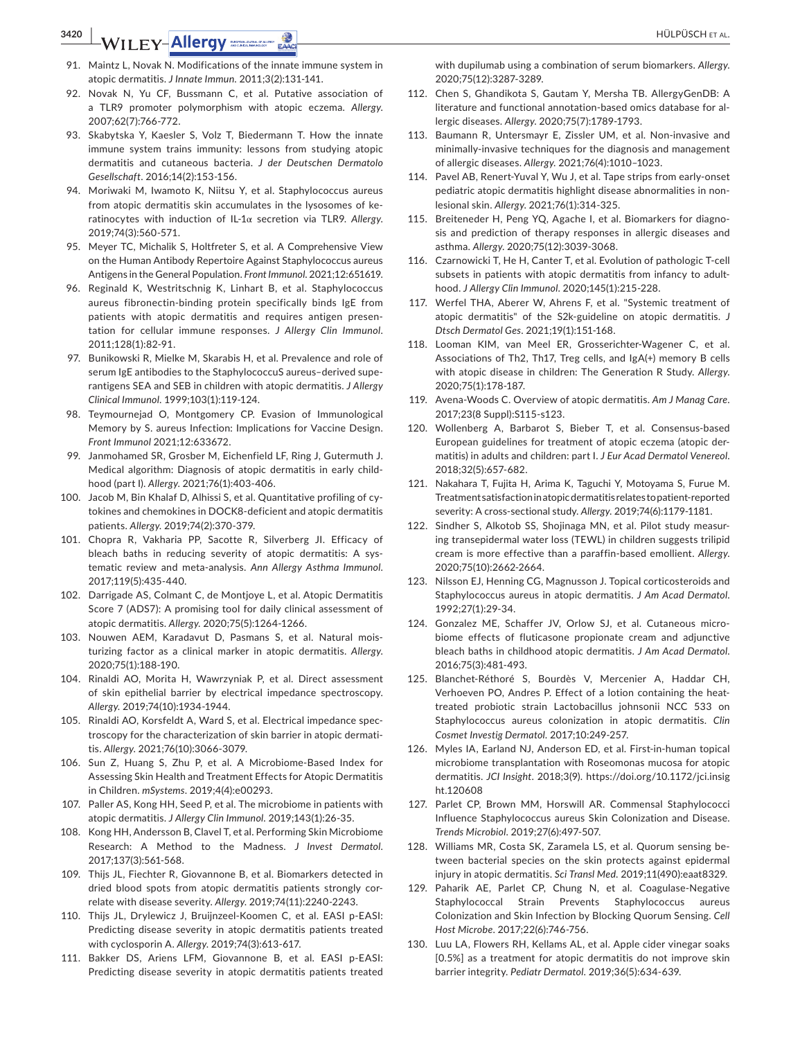91. Maintz L, Novak N. Modifications of the innate immune system in atopic dermatitis. *J Innate Immun.* 2011;3(2):131-141.
92. Novak N, Yu CF, Bussmann C, et al. Putative association of a TLR9 promoter polymorphism with atopic eczema. *Allergy.* 2007;62(7):766-772.
93. Skabytska Y, Kaesler S, Volz T, Biedermann T. How the innate immune system trains immunity: lessons from studying atopic dermatitis and cutaneous bacteria. *J der Deutschen Dermatolo Gesellschaft*. 2016;14(2):153-156.
94. Moriwaki M, Iwamoto K, Niitsu Y, et al. Staphylococcus aureus from atopic dermatitis skin accumulates in the lysosomes of keratinocytes with induction of IL-1α secretion via TLR9. *Allergy.* 2019;74(3):560-571.
95. Meyer TC, Michalik S, Holtfreter S, et al. A Comprehensive View on the Human Antibody Repertoire Against Staphylococcus aureus Antigens in the General Population. *Front Immunol.* 2021;12:651619.
96. Reginald K, Westritschnig K, Linhart B, et al. Staphylococcus aureus fibronectin-binding protein specifically binds IgE from patients with atopic dermatitis and requires antigen presentation for cellular immune responses. *J Allergy Clin Immunol*. 2011;128(1):82-91.
97. Bunikowski R, Mielke M, Skarabis H, et al. Prevalence and role of serum IgE antibodies to the StaphylococcuS aureus–derived superantigens SEA and SEB in children with atopic dermatitis. *J Allergy Clinical Immunol*. 1999;103(1):119-124.
98. Teymournejad O, Montgomery CP. Evasion of Immunological Memory by S. aureus Infection: Implications for Vaccine Design. *Front Immunol* 2021;12:633672.
99. Janmohamed SR, Grosber M, Eichenfield LF, Ring J, Gutermuth J. Medical algorithm: Diagnosis of atopic dermatitis in early childhood (part I). *Allergy.* 2021;76(1):403-406.
100. Jacob M, Bin Khalaf D, Alhissi S, et al. Quantitative profiling of cytokines and chemokines in DOCK8-deficient and atopic dermatitis patients. *Allergy.* 2019;74(2):370-379.
101. Chopra R, Vakharia PP, Sacotte R, Silverberg JI. Efficacy of bleach baths in reducing severity of atopic dermatitis: A systematic review and meta-analysis. *Ann Allergy Asthma Immunol.* 2017;119(5):435-440.
102. Darrigade AS, Colmant C, de Montjoye L, et al. Atopic Dermatitis Score 7 (ADS7): A promising tool for daily clinical assessment of atopic dermatitis. *Allergy.* 2020;75(5):1264-1266.
103. Nouwen AEM, Karadavut D, Pasmans S, et al. Natural moisturizing factor as a clinical marker in atopic dermatitis. *Allergy.* 2020;75(1):188-190.
104. Rinaldi AO, Morita H, Wawrzyniak P, et al. Direct assessment of skin epithelial barrier by electrical impedance spectroscopy. *Allergy.* 2019;74(10):1934-1944.
105. Rinaldi AO, Korsfeldt A, Ward S, et al. Electrical impedance spectroscopy for the characterization of skin barrier in atopic dermatitis. *Allergy.* 2021;76(10):3066-3079.
106. Sun Z, Huang S, Zhu P, et al. A Microbiome-Based Index for Assessing Skin Health and Treatment Effects for Atopic Dermatitis in Children. *mSystems*. 2019;4(4):e00293.
107. Paller AS, Kong HH, Seed P, et al. The microbiome in patients with atopic dermatitis. *J Allergy Clin Immunol.* 2019;143(1):26-35.
108. Kong HH, Andersson B, Clavel T, et al. Performing Skin Microbiome Research: A Method to the Madness. *J Invest Dermatol.* 2017;137(3):561-568.
109. Thijs JL, Fiechter R, Giovannone B, et al. Biomarkers detected in dried blood spots from atopic dermatitis patients strongly correlate with disease severity. *Allergy.* 2019;74(11):2240-2243.
110. Thijs JL, Drylewicz J, Bruijnzeel-Koomen C, et al. EASI p-EASI: Predicting disease severity in atopic dermatitis patients treated with cyclosporin A. *Allergy.* 2019;74(3):613-617.
111. Bakker DS, Ariens LFM, Giovannone B, et al. EASI p-EASI: Predicting disease severity in atopic dermatitis patients treated with dupilumab using a combination of serum biomarkers. *Allergy.* 2020;75(12):3287-3289.
112. Chen S, Ghandikota S, Gautam Y, Mersha TB. AllergyGenDB: A literature and functional annotation-based omics database for allergic diseases. *Allergy.* 2020;75(7):1789-1793.
113. Baumann R, Untersmayr E, Zissler UM, et al. Non-invasive and minimally-invasive techniques for the diagnosis and management of allergic diseases. *Allergy.* 2021;76(4):1010–1023.
114. Pavel AB, Renert-Yuval Y, Wu J, et al. Tape strips from early-onset pediatric atopic dermatitis highlight disease abnormalities in nonlesional skin. *Allergy.* 2021;76(1):314-325.
115. Breiteneder H, Peng YQ, Agache I, et al. Biomarkers for diagnosis and prediction of therapy responses in allergic diseases and asthma. *Allergy.* 2020;75(12):3039-3068.
116. Czarnowicki T, He H, Canter T, et al. Evolution of pathologic T-cell subsets in patients with atopic dermatitis from infancy to adulthood. *J Allergy Clin Immunol.* 2020;145(1):215-228.
117. Werfel THA, Aberer W, Ahrens F, et al. "Systemic treatment of atopic dermatitis" of the S2k-guideline on atopic dermatitis. *J Dtsch Dermatol Ges*. 2021;19(1):151-168.
118. Looman KIM, van Meel ER, Grosserichter-Wagener C, et al. Associations of Th2, Th17, Treg cells, and IgA(+) memory B cells with atopic disease in children: The Generation R Study. *Allergy.* 2020;75(1):178-187.
119. Avena-Woods C. Overview of atopic dermatitis. *Am J Manag Care*. 2017;23(8 Suppl):S115-s123.
120. Wollenberg A, Barbarot S, Bieber T, et al. Consensus-based European guidelines for treatment of atopic eczema (atopic dermatitis) in adults and children: part I. *J Eur Acad Dermatol Venereol*. 2018;32(5):657-682.
121. Nakahara T, Fujita H, Arima K, Taguchi Y, Motoyama S, Furue M. Treatment satisfaction in atopic dermatitis relates to patient-reported severity: A cross-sectional study. *Allergy.* 2019;74(6):1179-1181.
122. Sindher S, Alkotob SS, Shojinaga MN, et al. Pilot study measuring transepidermal water loss (TEWL) in children suggests trilipid cream is more effective than a paraffin-based emollient. *Allergy.* 2020;75(10):2662-2664.
123. Nilsson EJ, Henning CG, Magnusson J. Topical corticosteroids and Staphylococcus aureus in atopic dermatitis. *J Am Acad Dermatol.* 1992;27(1):29-34.
124. Gonzalez ME, Schaffer JV, Orlow SJ, et al. Cutaneous microbiome effects of fluticasone propionate cream and adjunctive bleach baths in childhood atopic dermatitis. *J Am Acad Dermatol.* 2016;75(3):481-493.
125. Blanchet-Réthoré S, Bourdès V, Mercenier A, Haddar CH, Verhoeven PO, Andres P. Effect of a lotion containing the heat-treated probiotic strain Lactobacillus johnsonii NCC 533 on Staphylococcus aureus colonization in atopic dermatitis. *Clin Cosmet Investig Dermatol.* 2017;10:249-257.
126. Myles IA, Earland NJ, Anderson ED, et al. First-in-human topical microbiome transplantation with Roseomonas mucosa for atopic dermatitis. *JCI Insight*. 2018;3(9). https://doi.org/10.1172/jci.insight.120608
127. Parlet CP, Brown MM, Horswill AR. Commensal Staphylococci Influence Staphylococcus aureus Skin Colonization and Disease. *Trends Microbiol.* 2019;27(6):497-507.
128. Williams MR, Costa SK, Zaramela LS, et al. Quorum sensing between bacterial species on the skin protects against epidermal injury in atopic dermatitis. *Sci Transl Med.* 2019;11(490):eaat8329.
129. Paharik AE, Parlet CP, Chung N, et al. Coagulase-Negative Staphylococcal Strain Prevents Staphylococcus aureus Colonization and Skin Infection by Blocking Quorum Sensing. *Cell Host Microbe*. 2017;22(6):746-756.
130. Luu LA, Flowers RH, Kellams AL, et al. Apple cider vinegar soaks [0.5%] as a treatment for atopic dermatitis do not improve skin barrier integrity. *Pediatr Dermatol.* 2019;36(5):634-639.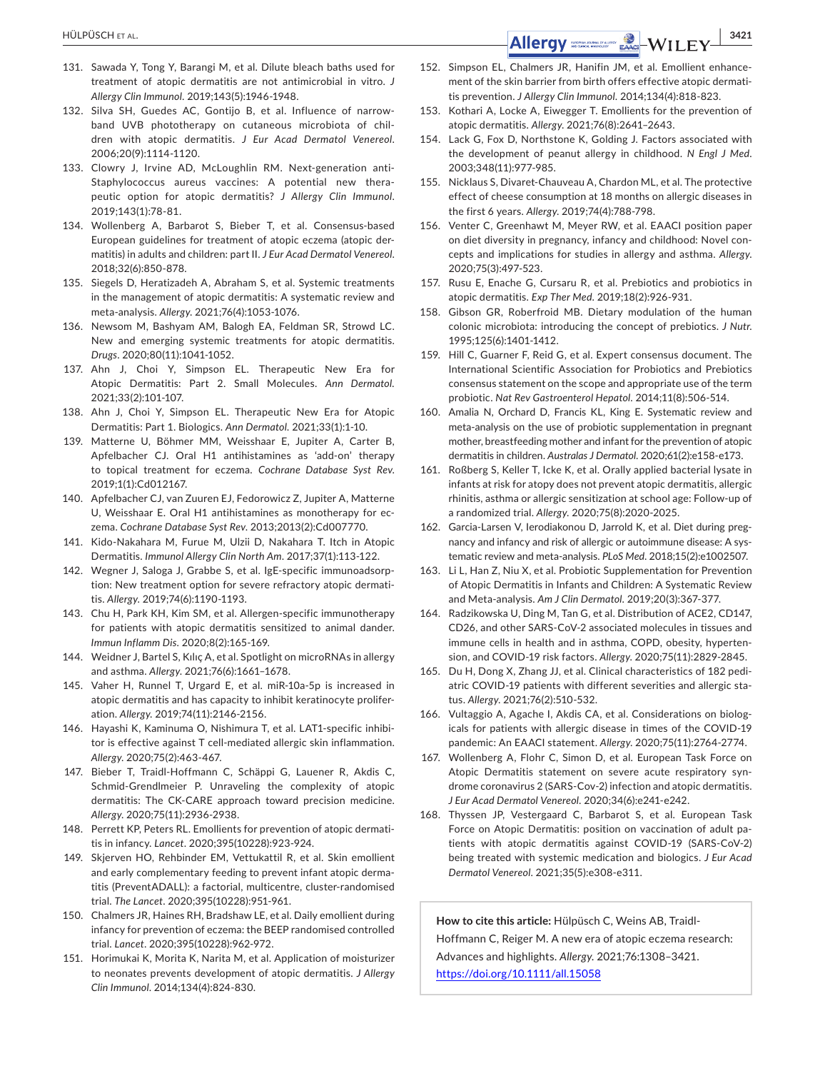131. Sawada Y, Tong Y, Barangi M, et al. Dilute bleach baths used for treatment of atopic dermatitis are not antimicrobial in vitro. *J Allergy Clin Immunol.* 2019;143(5):1946-1948.
132. Silva SH, Guedes AC, Gontijo B, et al. Influence of narrow-band UVB phototherapy on cutaneous microbiota of children with atopic dermatitis. *J Eur Acad Dermatol Venereol.* 2006;20(9):1114-1120.
133. Clowry J, Irvine AD, McLoughlin RM. Next-generation anti-Staphylococcus aureus vaccines: A potential new therapeutic option for atopic dermatitis? *J Allergy Clin Immunol.* 2019;143(1):78-81.
134. Wollenberg A, Barbarot S, Bieber T, et al. Consensus-based European guidelines for treatment of atopic eczema (atopic dermatitis) in adults and children: part II. *J Eur Acad Dermatol Venereol.* 2018;32(6):850-878.
135. Siegels D, Heratizadeh A, Abraham S, et al. Systemic treatments in the management of atopic dermatitis: A systematic review and meta-analysis. *Allergy.* 2021;76(4):1053-1076.
136. Newsom M, Bashyam AM, Balogh EA, Feldman SR, Strowd LC. New and emerging systemic treatments for atopic dermatitis. *Drugs.* 2020;80(11):1041-1052.
137. Ahn J, Choi Y, Simpson EL. Therapeutic New Era for Atopic Dermatitis: Part 2. Small Molecules. *Ann Dermatol.* 2021;33(2):101-107.
138. Ahn J, Choi Y, Simpson EL. Therapeutic New Era for Atopic Dermatitis: Part 1. Biologics. *Ann Dermatol.* 2021;33(1):1-10.
139. Matterne U, Böhmer MM, Weisshaar E, Jupiter A, Carter B, Apfelbacher CJ. Oral H1 antihistamines as 'add-on' therapy to topical treatment for eczema. *Cochrane Database Syst Rev.* 2019;1(1):Cd012167.
140. Apfelbacher CJ, van Zuuren EJ, Fedorowicz Z, Jupiter A, Matterne U, Weisshaar E. Oral H1 antihistamines as monotherapy for eczema. *Cochrane Database Syst Rev.* 2013;2013(2):Cd007770.
141. Kido-Nakahara M, Furue M, Ulzii D, Nakahara T. Itch in Atopic Dermatitis. *Immunol Allergy Clin North Am.* 2017;37(1):113-122.
142. Wegner J, Saloga J, Grabbe S, et al. IgE-specific immunoadsorption: New treatment option for severe refractory atopic dermatitis. *Allergy.* 2019;74(6):1190-1193.
143. Chu H, Park KH, Kim SM, et al. Allergen-specific immunotherapy for patients with atopic dermatitis sensitized to animal dander. *Immun Inflamm Dis.* 2020;8(2):165-169.
144. Weidner J, Bartel S, Kılıç A, et al. Spotlight on microRNAs in allergy and asthma. *Allergy.* 2021;76(6):1661–1678.
145. Vaher H, Runnel T, Urgard E, et al. miR-10a-5p is increased in atopic dermatitis and has capacity to inhibit keratinocyte proliferation. *Allergy.* 2019;74(11):2146-2156.
146. Hayashi K, Kaminuma O, Nishimura T, et al. LAT1-specific inhibitor is effective against T cell-mediated allergic skin inflammation. *Allergy.* 2020;75(2):463-467.
147. Bieber T, Traidl-Hoffmann C, Schäppi G, Lauener R, Akdis C, Schmid-Grendlmeier P. Unraveling the complexity of atopic dermatitis: The CK-CARE approach toward precision medicine. *Allergy.* 2020;75(11):2936-2938.
148. Perrett KP, Peters RL. Emollients for prevention of atopic dermatitis in infancy. *Lancet.* 2020;395(10228):923-924.
149. Skjerven HO, Rehbinder EM, Vettukattil R, et al. Skin emollient and early complementary feeding to prevent infant atopic dermatitis (PreventADALL): a factorial, multicentre, cluster-randomised trial. *The Lancet.* 2020;395(10228):951-961.
150. Chalmers JR, Haines RH, Bradshaw LE, et al. Daily emollient during infancy for prevention of eczema: the BEEP randomised controlled trial. *Lancet.* 2020;395(10228):962-972.
151. Horimukai K, Morita K, Narita M, et al. Application of moisturizer to neonates prevents development of atopic dermatitis. *J Allergy Clin Immunol.* 2014;134(4):824-830.
152. Simpson EL, Chalmers JR, Hanifin JM, et al. Emollient enhancement of the skin barrier from birth offers effective atopic dermatitis prevention. *J Allergy Clin Immunol.* 2014;134(4):818-823.
153. Kothari A, Locke A, Eiwegger T. Emollients for the prevention of atopic dermatitis. *Allergy.* 2021;76(8):2641–2643.
154. Lack G, Fox D, Northstone K, Golding J. Factors associated with the development of peanut allergy in childhood. *N Engl J Med.* 2003;348(11):977-985.
155. Nicklaus S, Divaret-Chauveau A, Chardon ML, et al. The protective effect of cheese consumption at 18 months on allergic diseases in the first 6 years. *Allergy.* 2019;74(4):788-798.
156. Venter C, Greenhawt M, Meyer RW, et al. EAACI position paper on diet diversity in pregnancy, infancy and childhood: Novel concepts and implications for studies in allergy and asthma. *Allergy.* 2020;75(3):497-523.
157. Rusu E, Enache G, Cursaru R, et al. Prebiotics and probiotics in atopic dermatitis. *Exp Ther Med.* 2019;18(2):926-931.
158. Gibson GR, Roberfroid MB. Dietary modulation of the human colonic microbiota: introducing the concept of prebiotics. *J Nutr.* 1995;125(6):1401-1412.
159. Hill C, Guarner F, Reid G, et al. Expert consensus document. The International Scientific Association for Probiotics and Prebiotics consensus statement on the scope and appropriate use of the term probiotic. *Nat Rev Gastroenterol Hepatol.* 2014;11(8):506-514.
160. Amalia N, Orchard D, Francis KL, King E. Systematic review and meta-analysis on the use of probiotic supplementation in pregnant mother, breastfeeding mother and infant for the prevention of atopic dermatitis in children. *Australas J Dermatol.* 2020;61(2):e158-e173.
161. Roßberg S, Keller T, Icke K, et al. Orally applied bacterial lysate in infants at risk for atopy does not prevent atopic dermatitis, allergic rhinitis, asthma or allergic sensitization at school age: Follow-up of a randomized trial. *Allergy.* 2020;75(8):2020-2025.
162. Garcia-Larsen V, Ierodiakonou D, Jarrold K, et al. Diet during pregnancy and infancy and risk of allergic or autoimmune disease: A systematic review and meta-analysis. *PLoS Med.* 2018;15(2):e1002507.
163. Li L, Han Z, Niu X, et al. Probiotic Supplementation for Prevention of Atopic Dermatitis in Infants and Children: A Systematic Review and Meta-analysis. *Am J Clin Dermatol.* 2019;20(3):367-377.
164. Radzikowska U, Ding M, Tan G, et al. Distribution of ACE2, CD147, CD26, and other SARS-CoV-2 associated molecules in tissues and immune cells in health and in asthma, COPD, obesity, hypertension, and COVID-19 risk factors. *Allergy.* 2020;75(11):2829-2845.
165. Du H, Dong X, Zhang JJ, et al. Clinical characteristics of 182 pediatric COVID-19 patients with different severities and allergic status. *Allergy.* 2021;76(2):510-532.
166. Vultaggio A, Agache I, Akdis CA, et al. Considerations on biologicals for patients with allergic disease in times of the COVID-19 pandemic: An EAACI statement. *Allergy.* 2020;75(11):2764-2774.
167. Wollenberg A, Flohr C, Simon D, et al. European Task Force on Atopic Dermatitis statement on severe acute respiratory syndrome coronavirus 2 (SARS-Cov-2) infection and atopic dermatitis. *J Eur Acad Dermatol Venereol.* 2020;34(6):e241-e242.
168. Thyssen JP, Vestergaard C, Barbarot S, et al. European Task Force on Atopic Dermatitis: position on vaccination of adult patients with atopic dermatitis against COVID-19 (SARS-CoV-2) being treated with systemic medication and biologics. *J Eur Acad Dermatol Venereol.* 2021;35(5):e308-e311.

**How to cite this article:** Hülpüsch C, Weins AB, Traidl-Hoffmann C, Reiger M. A new era of atopic eczema research: Advances and highlights. *Allergy.* 2021;76:1308–3421. https://doi.org/10.1111/all.15058